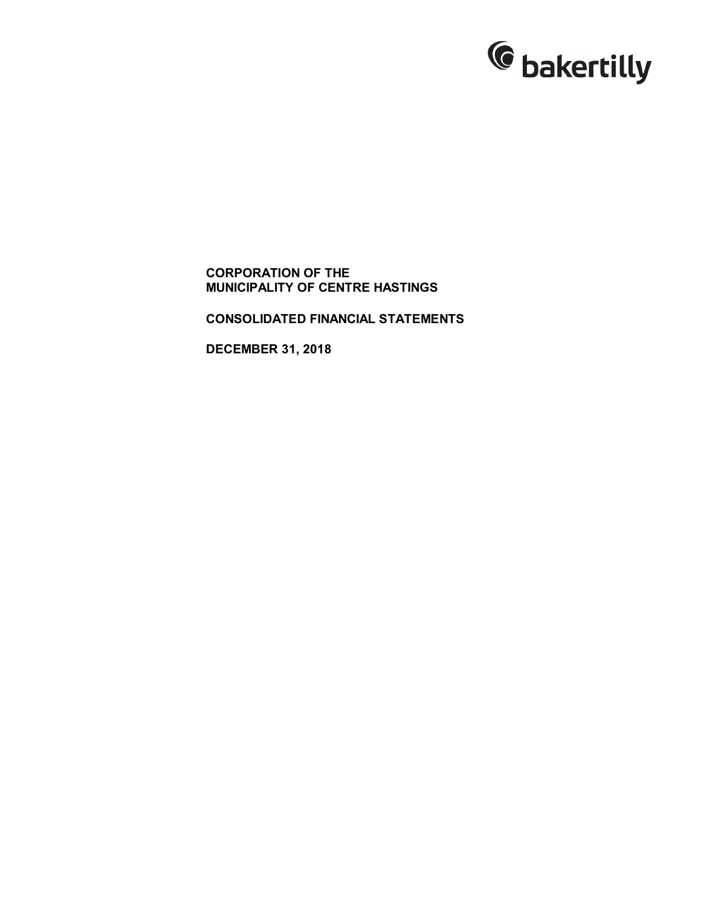bakertilly

**CORPORATION OF THE**
**MUNICIPALITY OF CENTRE HASTINGS**

**CONSOLIDATED FINANCIAL STATEMENTS**

**DECEMBER 31, 2018**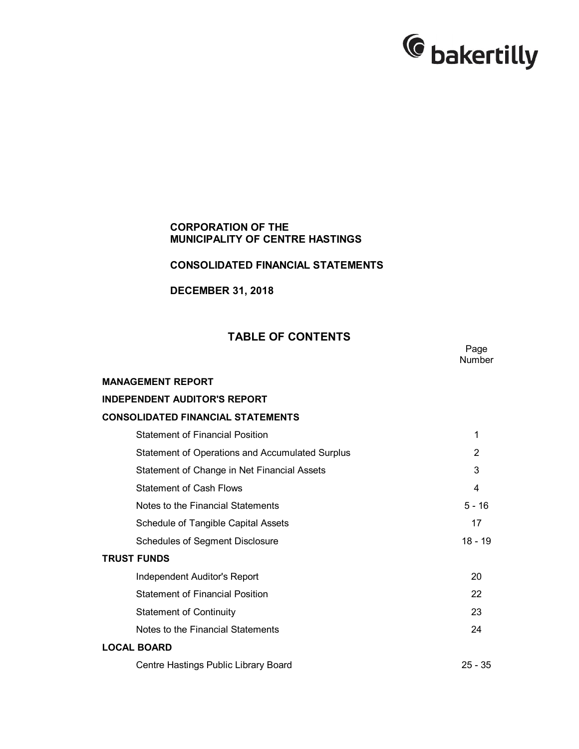**CORPORATION OF THE MUNICIPALITY OF CENTRE HASTINGS**

**CONSOLIDATED FINANCIAL STATEMENTS**

**DECEMBER 31, 2018**

## TABLE OF CONTENTS

| | Page Number |
|---|---|
| **MANAGEMENT REPORT** | |
| **INDEPENDENT AUDITOR'S REPORT** | |
| **CONSOLIDATED FINANCIAL STATEMENTS** | |
| Statement of Financial Position | 1 |
| Statement of Operations and Accumulated Surplus | 2 |
| Statement of Change in Net Financial Assets | 3 |
| Statement of Cash Flows | 4 |
| Notes to the Financial Statements | 5 - 16 |
| Schedule of Tangible Capital Assets | 17 |
| Schedules of Segment Disclosure | 18 - 19 |
| **TRUST FUNDS** | |
| Independent Auditor's Report | 20 |
| Statement of Financial Position | 22 |
| Statement of Continuity | 23 |
| Notes to the Financial Statements | 24 |
| **LOCAL BOARD** | |
| Centre Hastings Public Library Board | 25 - 35 |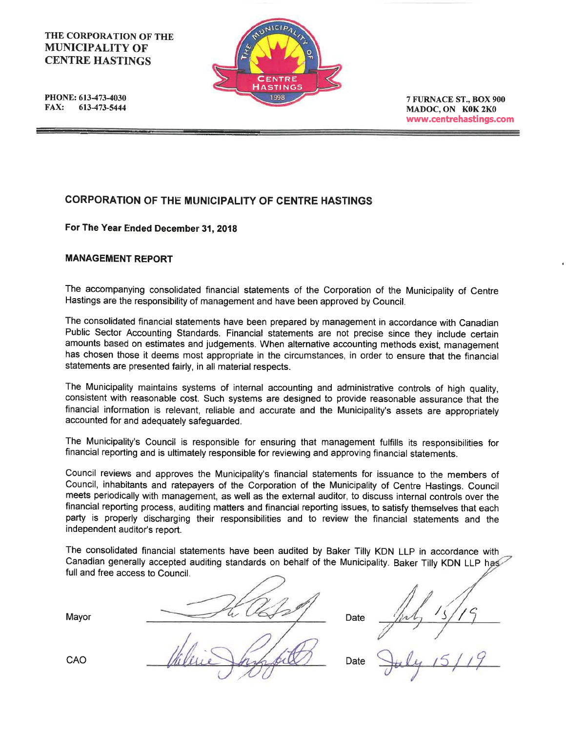THE CORPORATION OF THE
MUNICIPALITY OF
CENTRE HASTINGS

PHONE: 613-473-4030
FAX: 613-473-5444

7 FURNACE ST., BOX 900
MADOC, ON K0K 2K0
www.centrehastings.com

## CORPORATION OF THE MUNICIPALITY OF CENTRE HASTINGS

**For The Year Ended December 31, 2018**

### MANAGEMENT REPORT

The accompanying consolidated financial statements of the Corporation of the Municipality of Centre Hastings are the responsibility of management and have been approved by Council.

The consolidated financial statements have been prepared by management in accordance with Canadian Public Sector Accounting Standards. Financial statements are not precise since they include certain amounts based on estimates and judgements. When alternative accounting methods exist, management has chosen those it deems most appropriate in the circumstances, in order to ensure that the financial statements are presented fairly, in all material respects.

The Municipality maintains systems of internal accounting and administrative controls of high quality, consistent with reasonable cost. Such systems are designed to provide reasonable assurance that the financial information is relevant, reliable and accurate and the Municipality's assets are appropriately accounted for and adequately safeguarded.

The Municipality's Council is responsible for ensuring that management fulfills its responsibilities for financial reporting and is ultimately responsible for reviewing and approving financial statements.

Council reviews and approves the Municipality's financial statements for issuance to the members of Council, inhabitants and ratepayers of the Corporation of the Municipality of Centre Hastings. Council meets periodically with management, as well as the external auditor, to discuss internal controls over the financial reporting process, auditing matters and financial reporting issues, to satisfy themselves that each party is properly discharging their responsibilities and to review the financial statements and the independent auditor's report.

The consolidated financial statements have been audited by Baker Tilly KDN LLP in accordance with Canadian generally accepted auditing standards on behalf of the Municipality. Baker Tilly KDN LLP has full and free access to Council.

Mayor _______________ Date July 15/19

CAO _______________ Date July 15/19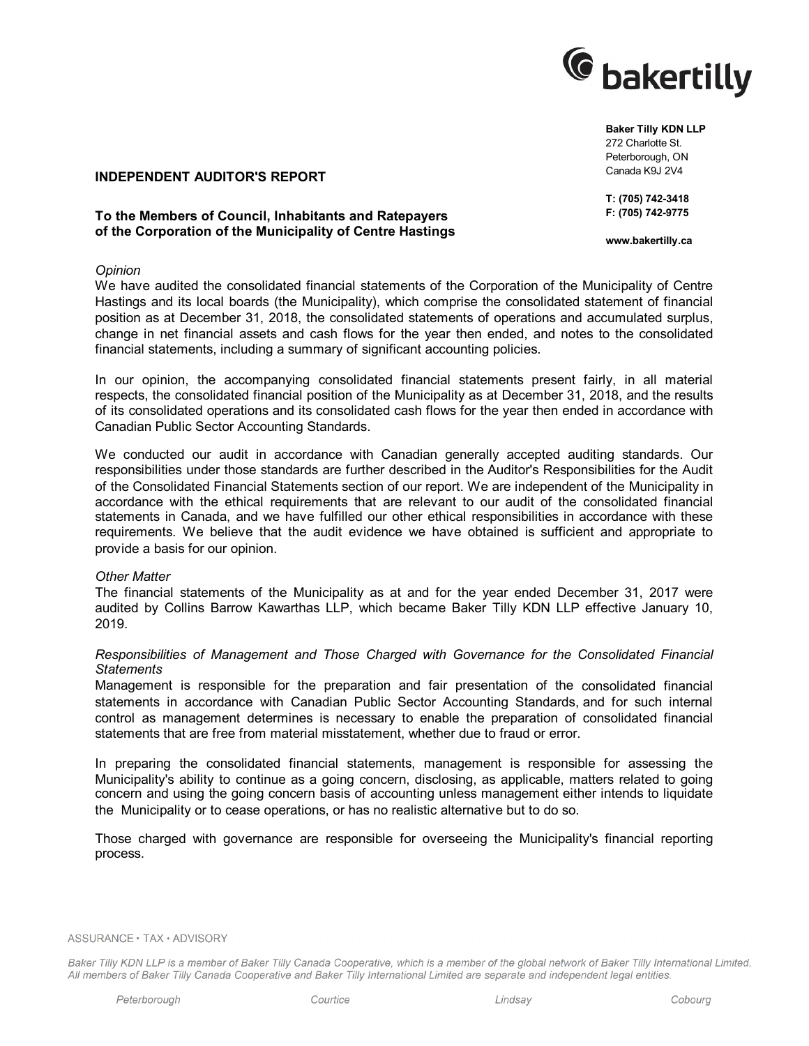**Baker Tilly KDN LLP**
272 Charlotte St.
Peterborough, ON
Canada K9J 2V4

**T: (705) 742-3418**
**F: (705) 742-9775**

**www.bakertilly.ca**

## INDEPENDENT AUDITOR'S REPORT

**To the Members of Council, Inhabitants and Ratepayers of the Corporation of the Municipality of Centre Hastings**

*Opinion*

We have audited the consolidated financial statements of the Corporation of the Municipality of Centre Hastings and its local boards (the Municipality), which comprise the consolidated statement of financial position as at December 31, 2018, the consolidated statements of operations and accumulated surplus, change in net financial assets and cash flows for the year then ended, and notes to the consolidated financial statements, including a summary of significant accounting policies.

In our opinion, the accompanying consolidated financial statements present fairly, in all material respects, the consolidated financial position of the Municipality as at December 31, 2018, and the results of its consolidated operations and its consolidated cash flows for the year then ended in accordance with Canadian Public Sector Accounting Standards.

We conducted our audit in accordance with Canadian generally accepted auditing standards. Our responsibilities under those standards are further described in the Auditor's Responsibilities for the Audit of the Consolidated Financial Statements section of our report. We are independent of the Municipality in accordance with the ethical requirements that are relevant to our audit of the consolidated financial statements in Canada, and we have fulfilled our other ethical responsibilities in accordance with these requirements. We believe that the audit evidence we have obtained is sufficient and appropriate to provide a basis for our opinion.

*Other Matter*

The financial statements of the Municipality as at and for the year ended December 31, 2017 were audited by Collins Barrow Kawarthas LLP, which became Baker Tilly KDN LLP effective January 10, 2019.

*Responsibilities of Management and Those Charged with Governance for the Consolidated Financial Statements*

Management is responsible for the preparation and fair presentation of the consolidated financial statements in accordance with Canadian Public Sector Accounting Standards, and for such internal control as management determines is necessary to enable the preparation of consolidated financial statements that are free from material misstatement, whether due to fraud or error.

In preparing the consolidated financial statements, management is responsible for assessing the Municipality's ability to continue as a going concern, disclosing, as applicable, matters related to going concern and using the going concern basis of accounting unless management either intends to liquidate the Municipality or to cease operations, or has no realistic alternative but to do so.

Those charged with governance are responsible for overseeing the Municipality's financial reporting process.

ASSURANCE • TAX • ADVISORY

*Baker Tilly KDN LLP is a member of Baker Tilly Canada Cooperative, which is a member of the global network of Baker Tilly International Limited. All members of Baker Tilly Canada Cooperative and Baker Tilly International Limited are separate and independent legal entities.*

*Peterborough* *Courtice* *Lindsay* *Cobourg*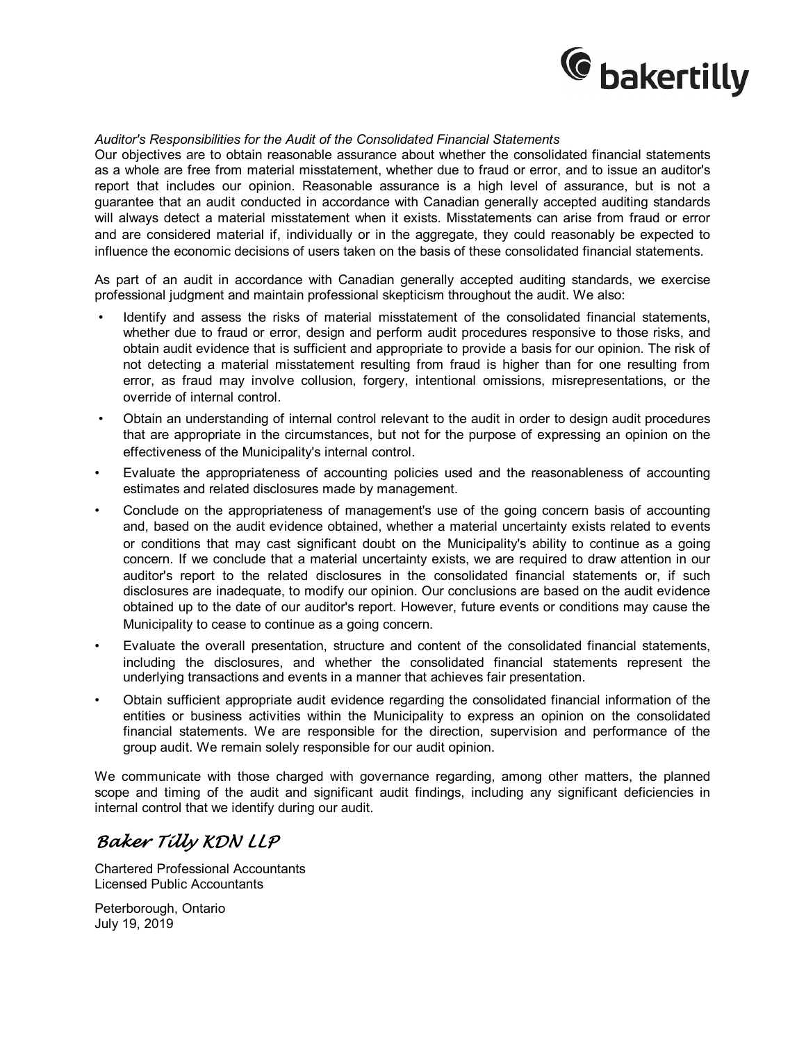*Auditor's Responsibilities for the Audit of the Consolidated Financial Statements*

Our objectives are to obtain reasonable assurance about whether the consolidated financial statements as a whole are free from material misstatement, whether due to fraud or error, and to issue an auditor's report that includes our opinion. Reasonable assurance is a high level of assurance, but is not a guarantee that an audit conducted in accordance with Canadian generally accepted auditing standards will always detect a material misstatement when it exists. Misstatements can arise from fraud or error and are considered material if, individually or in the aggregate, they could reasonably be expected to influence the economic decisions of users taken on the basis of these consolidated financial statements.

As part of an audit in accordance with Canadian generally accepted auditing standards, we exercise professional judgment and maintain professional skepticism throughout the audit. We also:

- Identify and assess the risks of material misstatement of the consolidated financial statements, whether due to fraud or error, design and perform audit procedures responsive to those risks, and obtain audit evidence that is sufficient and appropriate to provide a basis for our opinion. The risk of not detecting a material misstatement resulting from fraud is higher than for one resulting from error, as fraud may involve collusion, forgery, intentional omissions, misrepresentations, or the override of internal control.
- Obtain an understanding of internal control relevant to the audit in order to design audit procedures that are appropriate in the circumstances, but not for the purpose of expressing an opinion on the effectiveness of the Municipality's internal control.
- Evaluate the appropriateness of accounting policies used and the reasonableness of accounting estimates and related disclosures made by management.
- Conclude on the appropriateness of management's use of the going concern basis of accounting and, based on the audit evidence obtained, whether a material uncertainty exists related to events or conditions that may cast significant doubt on the Municipality's ability to continue as a going concern. If we conclude that a material uncertainty exists, we are required to draw attention in our auditor's report to the related disclosures in the consolidated financial statements or, if such disclosures are inadequate, to modify our opinion. Our conclusions are based on the audit evidence obtained up to the date of our auditor's report. However, future events or conditions may cause the Municipality to cease to continue as a going concern.
- Evaluate the overall presentation, structure and content of the consolidated financial statements, including the disclosures, and whether the consolidated financial statements represent the underlying transactions and events in a manner that achieves fair presentation.
- Obtain sufficient appropriate audit evidence regarding the consolidated financial information of the entities or business activities within the Municipality to express an opinion on the consolidated financial statements. We are responsible for the direction, supervision and performance of the group audit. We remain solely responsible for our audit opinion.

We communicate with those charged with governance regarding, among other matters, the planned scope and timing of the audit and significant audit findings, including any significant deficiencies in internal control that we identify during our audit.

*Baker Tilly KDN LLP*

Chartered Professional Accountants
Licensed Public Accountants

Peterborough, Ontario
July 19, 2019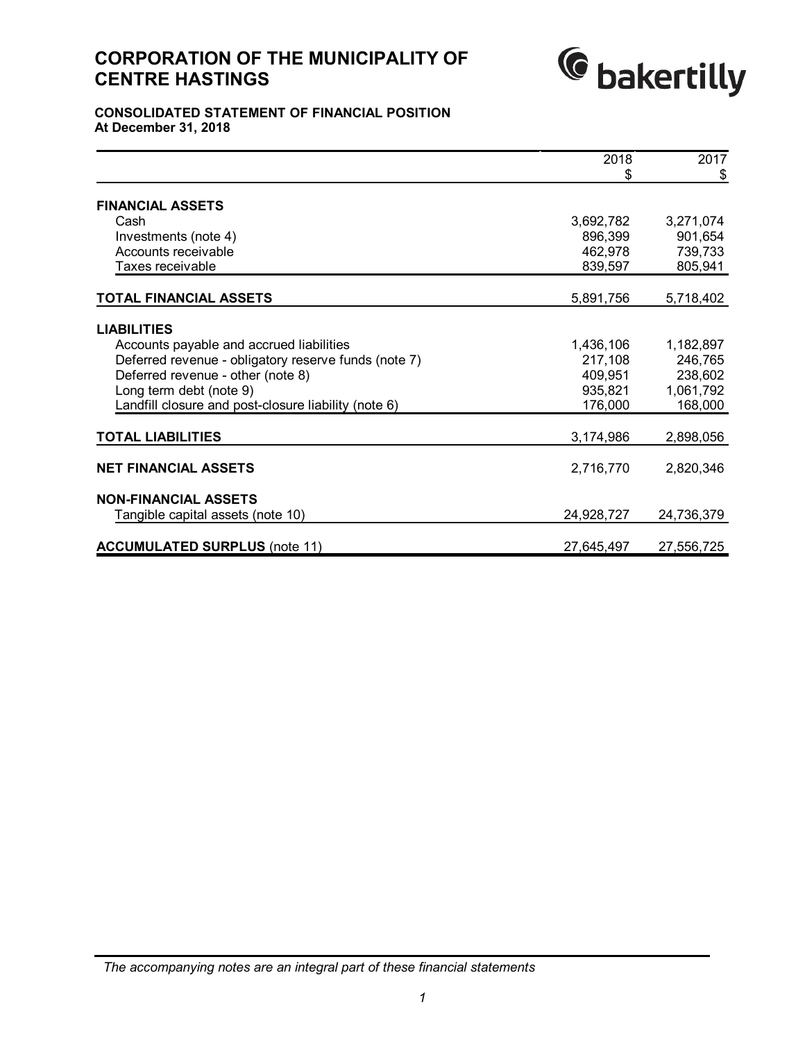# CORPORATION OF THE MUNICIPALITY OF CENTRE HASTINGS

## CONSOLIDATED STATEMENT OF FINANCIAL POSITION
**At December 31, 2018**

| | 2018 $ | 2017 $ |
|---|---|---|
| **FINANCIAL ASSETS** | | |
| Cash | 3,692,782 | 3,271,074 |
| Investments (note 4) | 896,399 | 901,654 |
| Accounts receivable | 462,978 | 739,733 |
| Taxes receivable | 839,597 | 805,941 |
| **TOTAL FINANCIAL ASSETS** | 5,891,756 | 5,718,402 |
| **LIABILITIES** | | |
| Accounts payable and accrued liabilities | 1,436,106 | 1,182,897 |
| Deferred revenue - obligatory reserve funds (note 7) | 217,108 | 246,765 |
| Deferred revenue - other (note 8) | 409,951 | 238,602 |
| Long term debt (note 9) | 935,821 | 1,061,792 |
| Landfill closure and post-closure liability (note 6) | 176,000 | 168,000 |
| **TOTAL LIABILITIES** | 3,174,986 | 2,898,056 |
| **NET FINANCIAL ASSETS** | 2,716,770 | 2,820,346 |
| **NON-FINANCIAL ASSETS** | | |
| Tangible capital assets (note 10) | 24,928,727 | 24,736,379 |
| **ACCUMULATED SURPLUS** (note 11) | 27,645,497 | 27,556,725 |

*The accompanying notes are an integral part of these financial statements*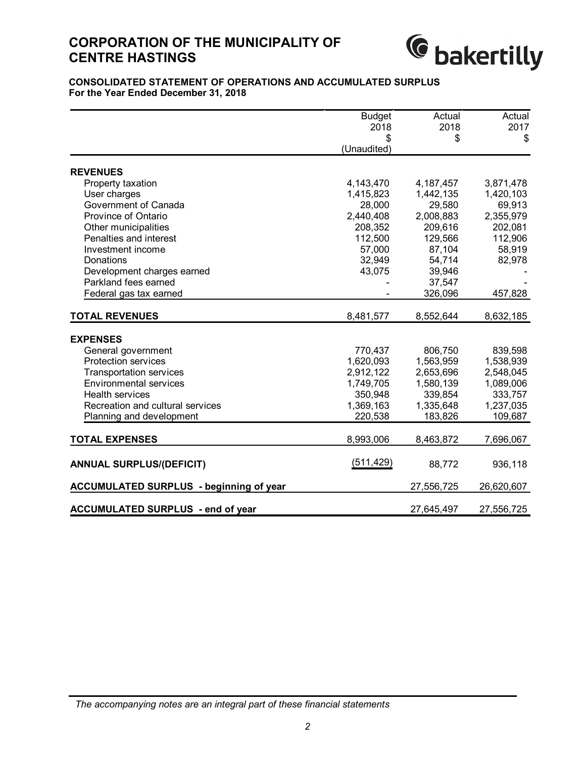# CORPORATION OF THE MUNICIPALITY OF CENTRE HASTINGS

**CONSOLIDATED STATEMENT OF OPERATIONS AND ACCUMULATED SURPLUS**
**For the Year Ended December 31, 2018**

| | Budget 2018 $ (Unaudited) | Actual 2018 $ | Actual 2017 $ |
|---|---|---|---|
| **REVENUES** | | | |
| Property taxation | 4,143,470 | 4,187,457 | 3,871,478 |
| User charges | 1,415,823 | 1,442,135 | 1,420,103 |
| Government of Canada | 28,000 | 29,580 | 69,913 |
| Province of Ontario | 2,440,408 | 2,008,883 | 2,355,979 |
| Other municipalities | 208,352 | 209,616 | 202,081 |
| Penalties and interest | 112,500 | 129,566 | 112,906 |
| Investment income | 57,000 | 87,104 | 58,919 |
| Donations | 32,949 | 54,714 | 82,978 |
| Development charges earned | 43,075 | 39,946 | - |
| Parkland fees earned | - | 37,547 | - |
| Federal gas tax earned | - | 326,096 | 457,828 |
| **TOTAL REVENUES** | 8,481,577 | 8,552,644 | 8,632,185 |
| **EXPENSES** | | | |
| General government | 770,437 | 806,750 | 839,598 |
| Protection services | 1,620,093 | 1,563,959 | 1,538,939 |
| Transportation services | 2,912,122 | 2,653,696 | 2,548,045 |
| Environmental services | 1,749,705 | 1,580,139 | 1,089,006 |
| Health services | 350,948 | 339,854 | 333,757 |
| Recreation and cultural services | 1,369,163 | 1,335,648 | 1,237,035 |
| Planning and development | 220,538 | 183,826 | 109,687 |
| **TOTAL EXPENSES** | 8,993,006 | 8,463,872 | 7,696,067 |
| **ANNUAL SURPLUS/(DEFICIT)** | (511,429) | 88,772 | 936,118 |
| **ACCUMULATED SURPLUS - beginning of year** | | 27,556,725 | 26,620,607 |
| **ACCUMULATED SURPLUS - end of year** | | 27,645,497 | 27,556,725 |

*The accompanying notes are an integral part of these financial statements*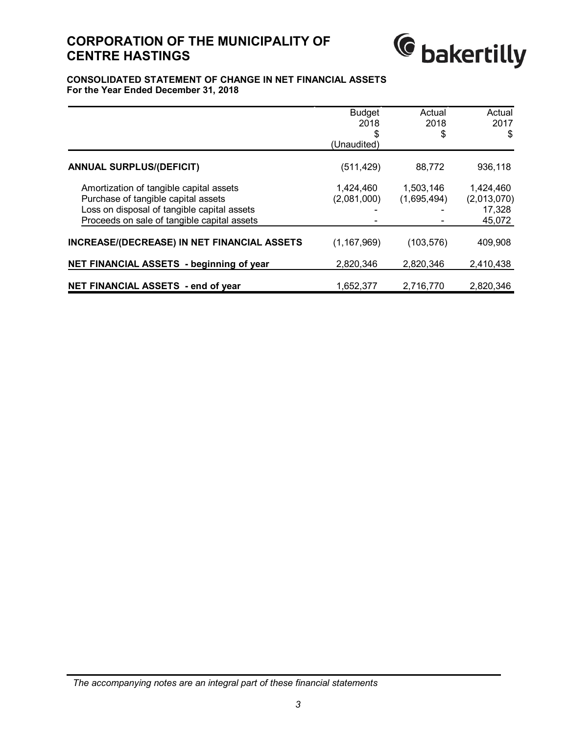# CORPORATION OF THE MUNICIPALITY OF CENTRE HASTINGS

**CONSOLIDATED STATEMENT OF CHANGE IN NET FINANCIAL ASSETS**
**For the Year Ended December 31, 2018**

| | Budget 2018 $ (Unaudited) | Actual 2018 $ | Actual 2017 $ |
|---|---|---|---|
| **ANNUAL SURPLUS/(DEFICIT)** | (511,429) | 88,772 | 936,118 |
| Amortization of tangible capital assets | 1,424,460 | 1,503,146 | 1,424,460 |
| Purchase of tangible capital assets | (2,081,000) | (1,695,494) | (2,013,070) |
| Loss on disposal of tangible capital assets | - | - | 17,328 |
| Proceeds on sale of tangible capital assets | - | - | 45,072 |
| **INCREASE/(DECREASE) IN NET FINANCIAL ASSETS** | (1,167,969) | (103,576) | 409,908 |
| **NET FINANCIAL ASSETS - beginning of year** | 2,820,346 | 2,820,346 | 2,410,438 |
| **NET FINANCIAL ASSETS - end of year** | 1,652,377 | 2,716,770 | 2,820,346 |

*The accompanying notes are an integral part of these financial statements*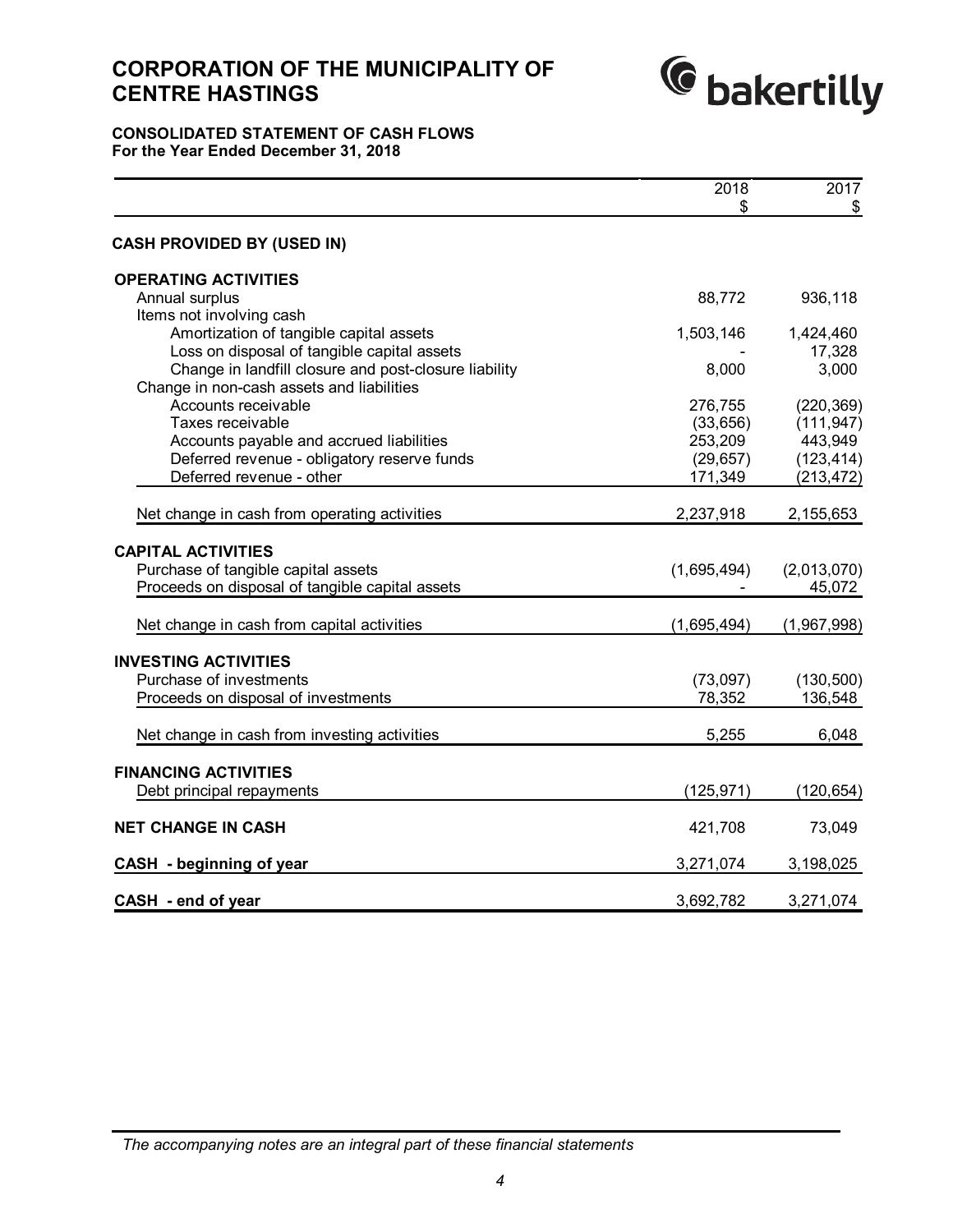# CORPORATION OF THE MUNICIPALITY OF CENTRE HASTINGS

## CONSOLIDATED STATEMENT OF CASH FLOWS
**For the Year Ended December 31, 2018**

| | 2018<br>$ | 2017<br>$ |
|---|---|---|
| **CASH PROVIDED BY (USED IN)** | | |
| **OPERATING ACTIVITIES** | | |
| Annual surplus | 88,772 | 936,118 |
| Items not involving cash | | |
| Amortization of tangible capital assets | 1,503,146 | 1,424,460 |
| Loss on disposal of tangible capital assets | - | 17,328 |
| Change in landfill closure and post-closure liability | 8,000 | 3,000 |
| Change in non-cash assets and liabilities | | |
| Accounts receivable | 276,755 | (220,369) |
| Taxes receivable | (33,656) | (111,947) |
| Accounts payable and accrued liabilities | 253,209 | 443,949 |
| Deferred revenue - obligatory reserve funds | (29,657) | (123,414) |
| Deferred revenue - other | 171,349 | (213,472) |
| Net change in cash from operating activities | 2,237,918 | 2,155,653 |
| **CAPITAL ACTIVITIES** | | |
| Purchase of tangible capital assets | (1,695,494) | (2,013,070) |
| Proceeds on disposal of tangible capital assets | - | 45,072 |
| Net change in cash from capital activities | (1,695,494) | (1,967,998) |
| **INVESTING ACTIVITIES** | | |
| Purchase of investments | (73,097) | (130,500) |
| Proceeds on disposal of investments | 78,352 | 136,548 |
| Net change in cash from investing activities | 5,255 | 6,048 |
| **FINANCING ACTIVITIES** | | |
| Debt principal repayments | (125,971) | (120,654) |
| **NET CHANGE IN CASH** | 421,708 | 73,049 |
| **CASH - beginning of year** | 3,271,074 | 3,198,025 |
| **CASH - end of year** | 3,692,782 | 3,271,074 |

*The accompanying notes are an integral part of these financial statements*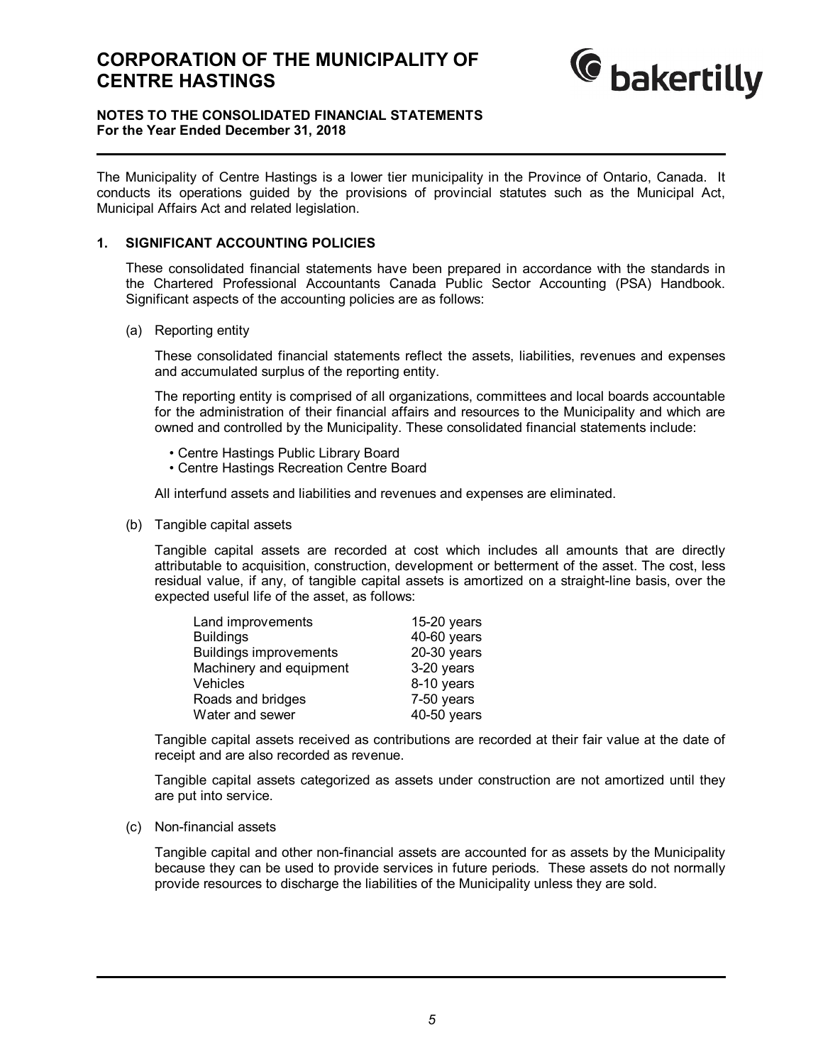# CORPORATION OF THE MUNICIPALITY OF CENTRE HASTINGS

**NOTES TO THE CONSOLIDATED FINANCIAL STATEMENTS**
**For the Year Ended December 31, 2018**

The Municipality of Centre Hastings is a lower tier municipality in the Province of Ontario, Canada. It conducts its operations guided by the provisions of provincial statutes such as the Municipal Act, Municipal Affairs Act and related legislation.

## 1. SIGNIFICANT ACCOUNTING POLICIES

These consolidated financial statements have been prepared in accordance with the standards in the Chartered Professional Accountants Canada Public Sector Accounting (PSA) Handbook. Significant aspects of the accounting policies are as follows:

(a) Reporting entity

These consolidated financial statements reflect the assets, liabilities, revenues and expenses and accumulated surplus of the reporting entity.

The reporting entity is comprised of all organizations, committees and local boards accountable for the administration of their financial affairs and resources to the Municipality and which are owned and controlled by the Municipality. These consolidated financial statements include:

- Centre Hastings Public Library Board
- Centre Hastings Recreation Centre Board

All interfund assets and liabilities and revenues and expenses are eliminated.

(b) Tangible capital assets

Tangible capital assets are recorded at cost which includes all amounts that are directly attributable to acquisition, construction, development or betterment of the asset. The cost, less residual value, if any, of tangible capital assets is amortized on a straight-line basis, over the expected useful life of the asset, as follows:

| | |
|---|---|
| Land improvements | 15-20 years |
| Buildings | 40-60 years |
| Buildings improvements | 20-30 years |
| Machinery and equipment | 3-20 years |
| Vehicles | 8-10 years |
| Roads and bridges | 7-50 years |
| Water and sewer | 40-50 years |

Tangible capital assets received as contributions are recorded at their fair value at the date of receipt and are also recorded as revenue.

Tangible capital assets categorized as assets under construction are not amortized until they are put into service.

(c) Non-financial assets

Tangible capital and other non-financial assets are accounted for as assets by the Municipality because they can be used to provide services in future periods. These assets do not normally provide resources to discharge the liabilities of the Municipality unless they are sold.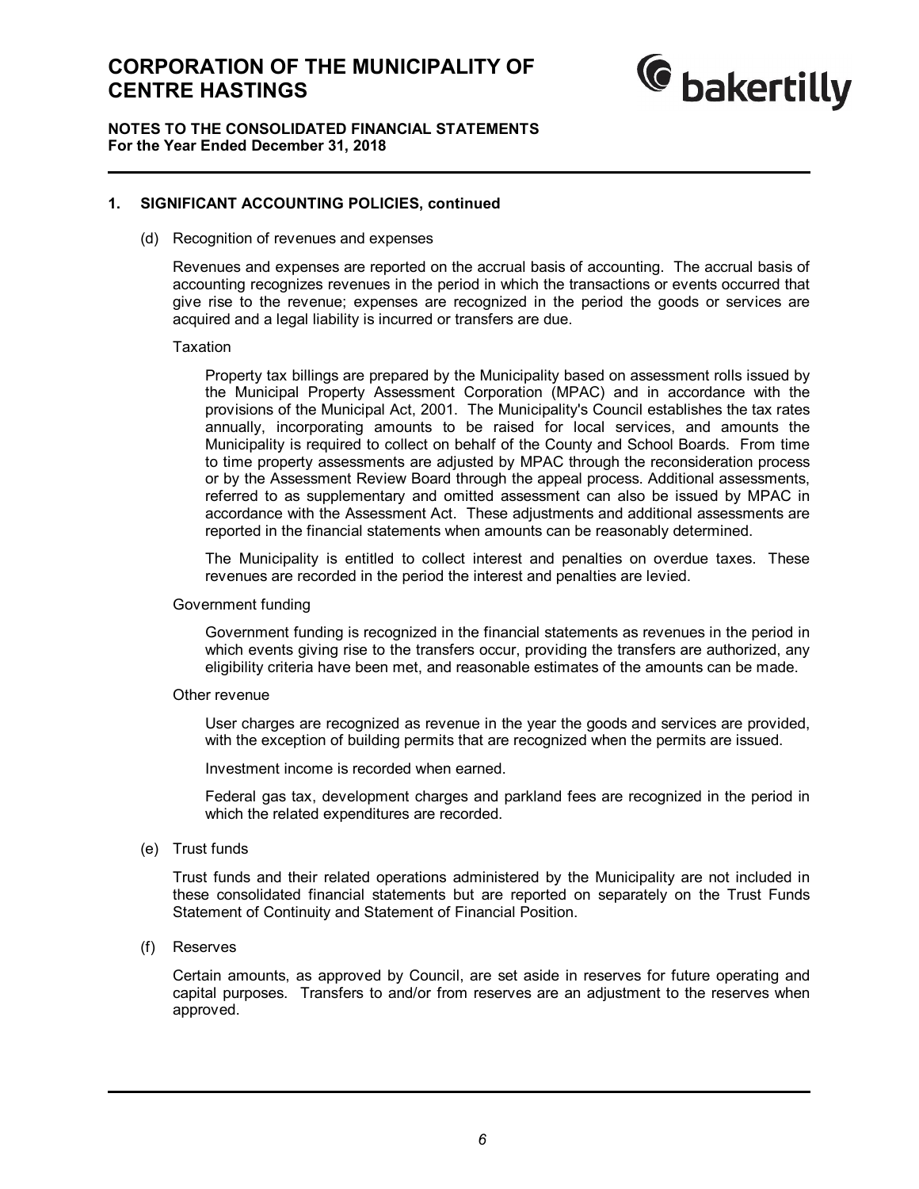### 1. SIGNIFICANT ACCOUNTING POLICIES, continued

(d) Recognition of revenues and expenses

Revenues and expenses are reported on the accrual basis of accounting. The accrual basis of accounting recognizes revenues in the period in which the transactions or events occurred that give rise to the revenue; expenses are recognized in the period the goods or services are acquired and a legal liability is incurred or transfers are due.

Taxation

Property tax billings are prepared by the Municipality based on assessment rolls issued by the Municipal Property Assessment Corporation (MPAC) and in accordance with the provisions of the Municipal Act, 2001. The Municipality's Council establishes the tax rates annually, incorporating amounts to be raised for local services, and amounts the Municipality is required to collect on behalf of the County and School Boards. From time to time property assessments are adjusted by MPAC through the reconsideration process or by the Assessment Review Board through the appeal process. Additional assessments, referred to as supplementary and omitted assessment can also be issued by MPAC in accordance with the Assessment Act. These adjustments and additional assessments are reported in the financial statements when amounts can be reasonably determined.

The Municipality is entitled to collect interest and penalties on overdue taxes. These revenues are recorded in the period the interest and penalties are levied.

Government funding

Government funding is recognized in the financial statements as revenues in the period in which events giving rise to the transfers occur, providing the transfers are authorized, any eligibility criteria have been met, and reasonable estimates of the amounts can be made.

Other revenue

User charges are recognized as revenue in the year the goods and services are provided, with the exception of building permits that are recognized when the permits are issued.

Investment income is recorded when earned.

Federal gas tax, development charges and parkland fees are recognized in the period in which the related expenditures are recorded.

(e) Trust funds

Trust funds and their related operations administered by the Municipality are not included in these consolidated financial statements but are reported on separately on the Trust Funds Statement of Continuity and Statement of Financial Position.

(f) Reserves

Certain amounts, as approved by Council, are set aside in reserves for future operating and capital purposes. Transfers to and/or from reserves are an adjustment to the reserves when approved.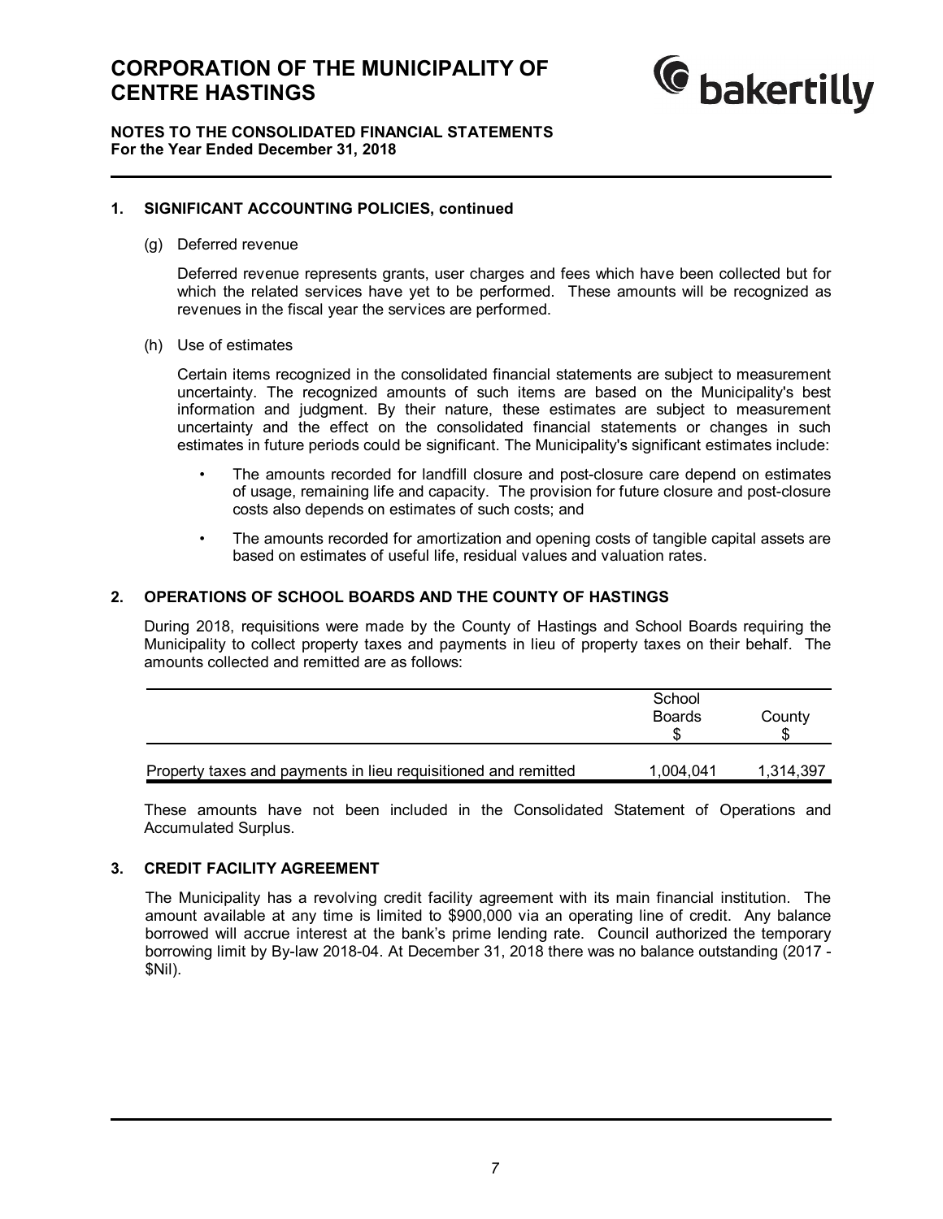## 1. SIGNIFICANT ACCOUNTING POLICIES, continued

(g) Deferred revenue

Deferred revenue represents grants, user charges and fees which have been collected but for which the related services have yet to be performed. These amounts will be recognized as revenues in the fiscal year the services are performed.

(h) Use of estimates

Certain items recognized in the consolidated financial statements are subject to measurement uncertainty. The recognized amounts of such items are based on the Municipality's best information and judgment. By their nature, these estimates are subject to measurement uncertainty and the effect on the consolidated financial statements or changes in such estimates in future periods could be significant. The Municipality's significant estimates include:

- The amounts recorded for landfill closure and post-closure care depend on estimates of usage, remaining life and capacity. The provision for future closure and post-closure costs also depends on estimates of such costs; and
- The amounts recorded for amortization and opening costs of tangible capital assets are based on estimates of useful life, residual values and valuation rates.

## 2. OPERATIONS OF SCHOOL BOARDS AND THE COUNTY OF HASTINGS

During 2018, requisitions were made by the County of Hastings and School Boards requiring the Municipality to collect property taxes and payments in lieu of property taxes on their behalf. The amounts collected and remitted are as follows:

| | School Boards $ | County $ |
|---|---|---|
| Property taxes and payments in lieu requisitioned and remitted | 1,004,041 | 1,314,397 |

These amounts have not been included in the Consolidated Statement of Operations and Accumulated Surplus.

## 3. CREDIT FACILITY AGREEMENT

The Municipality has a revolving credit facility agreement with its main financial institution. The amount available at any time is limited to $900,000 via an operating line of credit. Any balance borrowed will accrue interest at the bank's prime lending rate. Council authorized the temporary borrowing limit by By-law 2018-04. At December 31, 2018 there was no balance outstanding (2017 - $Nil).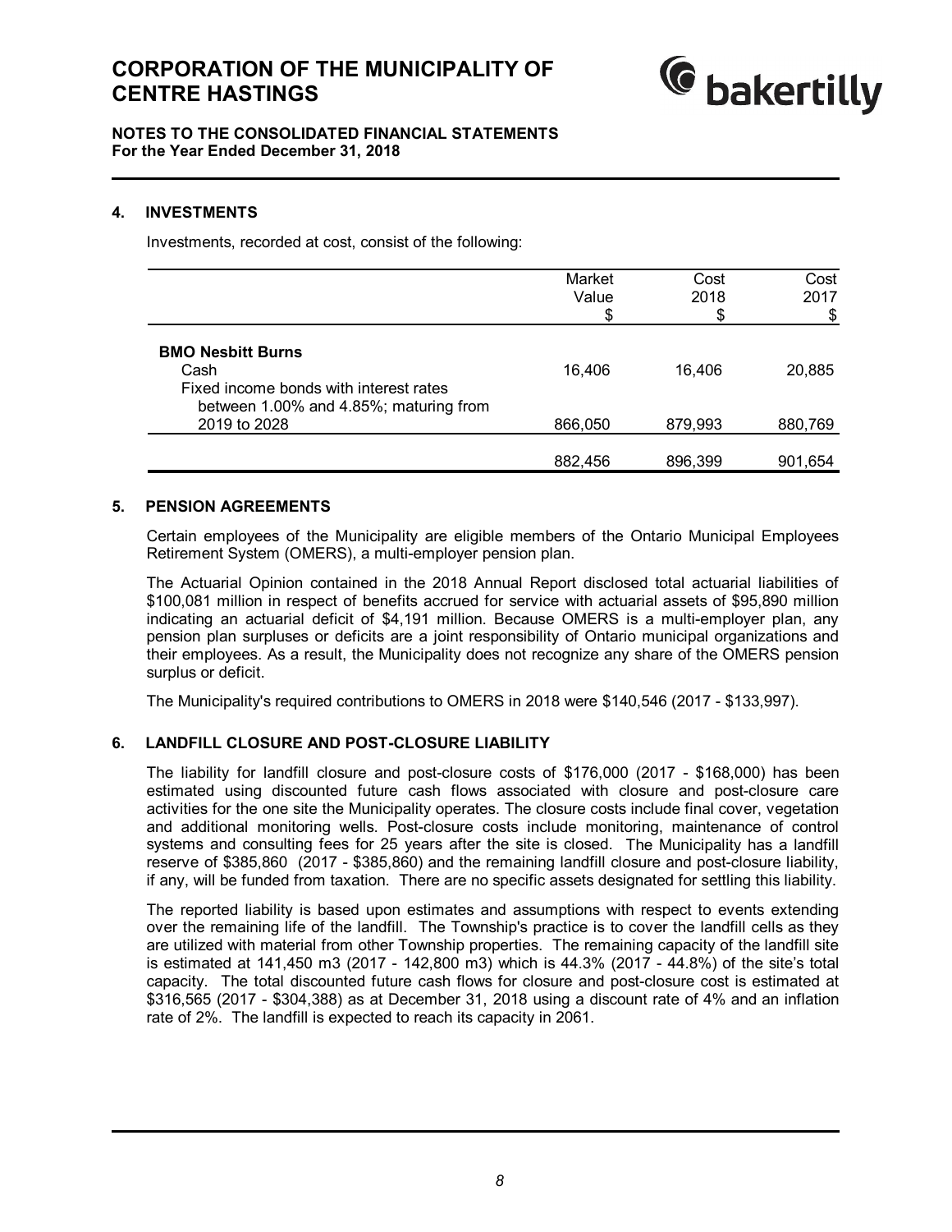# CORPORATION OF THE MUNICIPALITY OF CENTRE HASTINGS

**NOTES TO THE CONSOLIDATED FINANCIAL STATEMENTS**
**For the Year Ended December 31, 2018**

## 4. INVESTMENTS

Investments, recorded at cost, consist of the following:

| | Market Value $ | Cost 2018 $ | Cost 2017 $ |
|---|---|---|---|
| **BMO Nesbitt Burns** | | | |
| Cash | 16,406 | 16,406 | 20,885 |
| Fixed income bonds with interest rates between 1.00% and 4.85%; maturing from 2019 to 2028 | 866,050 | 879,993 | 880,769 |
| | 882,456 | 896,399 | 901,654 |

## 5. PENSION AGREEMENTS

Certain employees of the Municipality are eligible members of the Ontario Municipal Employees Retirement System (OMERS), a multi-employer pension plan.

The Actuarial Opinion contained in the 2018 Annual Report disclosed total actuarial liabilities of $100,081 million in respect of benefits accrued for service with actuarial assets of $95,890 million indicating an actuarial deficit of $4,191 million. Because OMERS is a multi-employer plan, any pension plan surpluses or deficits are a joint responsibility of Ontario municipal organizations and their employees. As a result, the Municipality does not recognize any share of the OMERS pension surplus or deficit.

The Municipality's required contributions to OMERS in 2018 were $140,546 (2017 - $133,997).

## 6. LANDFILL CLOSURE AND POST-CLOSURE LIABILITY

The liability for landfill closure and post-closure costs of $176,000 (2017 - $168,000) has been estimated using discounted future cash flows associated with closure and post-closure care activities for the one site the Municipality operates. The closure costs include final cover, vegetation and additional monitoring wells. Post-closure costs include monitoring, maintenance of control systems and consulting fees for 25 years after the site is closed. The Municipality has a landfill reserve of $385,860 (2017 - $385,860) and the remaining landfill closure and post-closure liability, if any, will be funded from taxation. There are no specific assets designated for settling this liability.

The reported liability is based upon estimates and assumptions with respect to events extending over the remaining life of the landfill. The Township's practice is to cover the landfill cells as they are utilized with material from other Township properties. The remaining capacity of the landfill site is estimated at 141,450 m3 (2017 - 142,800 m3) which is 44.3% (2017 - 44.8%) of the site's total capacity. The total discounted future cash flows for closure and post-closure cost is estimated at $316,565 (2017 - $304,388) as at December 31, 2018 using a discount rate of 4% and an inflation rate of 2%. The landfill is expected to reach its capacity in 2061.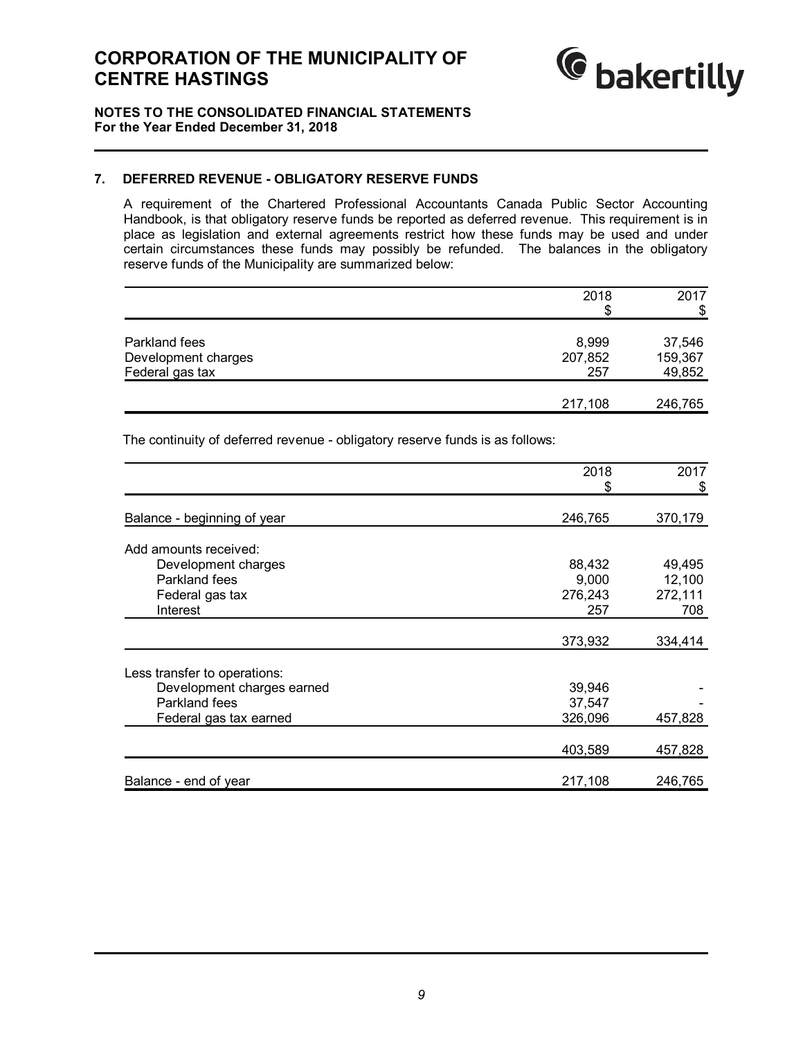# CORPORATION OF THE MUNICIPALITY OF CENTRE HASTINGS

**NOTES TO THE CONSOLIDATED FINANCIAL STATEMENTS**
**For the Year Ended December 31, 2018**

## 7. DEFERRED REVENUE - OBLIGATORY RESERVE FUNDS

A requirement of the Chartered Professional Accountants Canada Public Sector Accounting Handbook, is that obligatory reserve funds be reported as deferred revenue. This requirement is in place as legislation and external agreements restrict how these funds may be used and under certain circumstances these funds may possibly be refunded. The balances in the obligatory reserve funds of the Municipality are summarized below:

| | 2018 $ | 2017 $ |
|---|---|---|
| Parkland fees | 8,999 | 37,546 |
| Development charges | 207,852 | 159,367 |
| Federal gas tax | 257 | 49,852 |
| | 217,108 | 246,765 |

The continuity of deferred revenue - obligatory reserve funds is as follows:

| | 2018 $ | 2017 $ |
|---|---|---|
| Balance - beginning of year | 246,765 | 370,179 |
| Add amounts received: | | |
| Development charges | 88,432 | 49,495 |
| Parkland fees | 9,000 | 12,100 |
| Federal gas tax | 276,243 | 272,111 |
| Interest | 257 | 708 |
| | 373,932 | 334,414 |
| Less transfer to operations: | | |
| Development charges earned | 39,946 | - |
| Parkland fees | 37,547 | - |
| Federal gas tax earned | 326,096 | 457,828 |
| | 403,589 | 457,828 |
| Balance - end of year | 217,108 | 246,765 |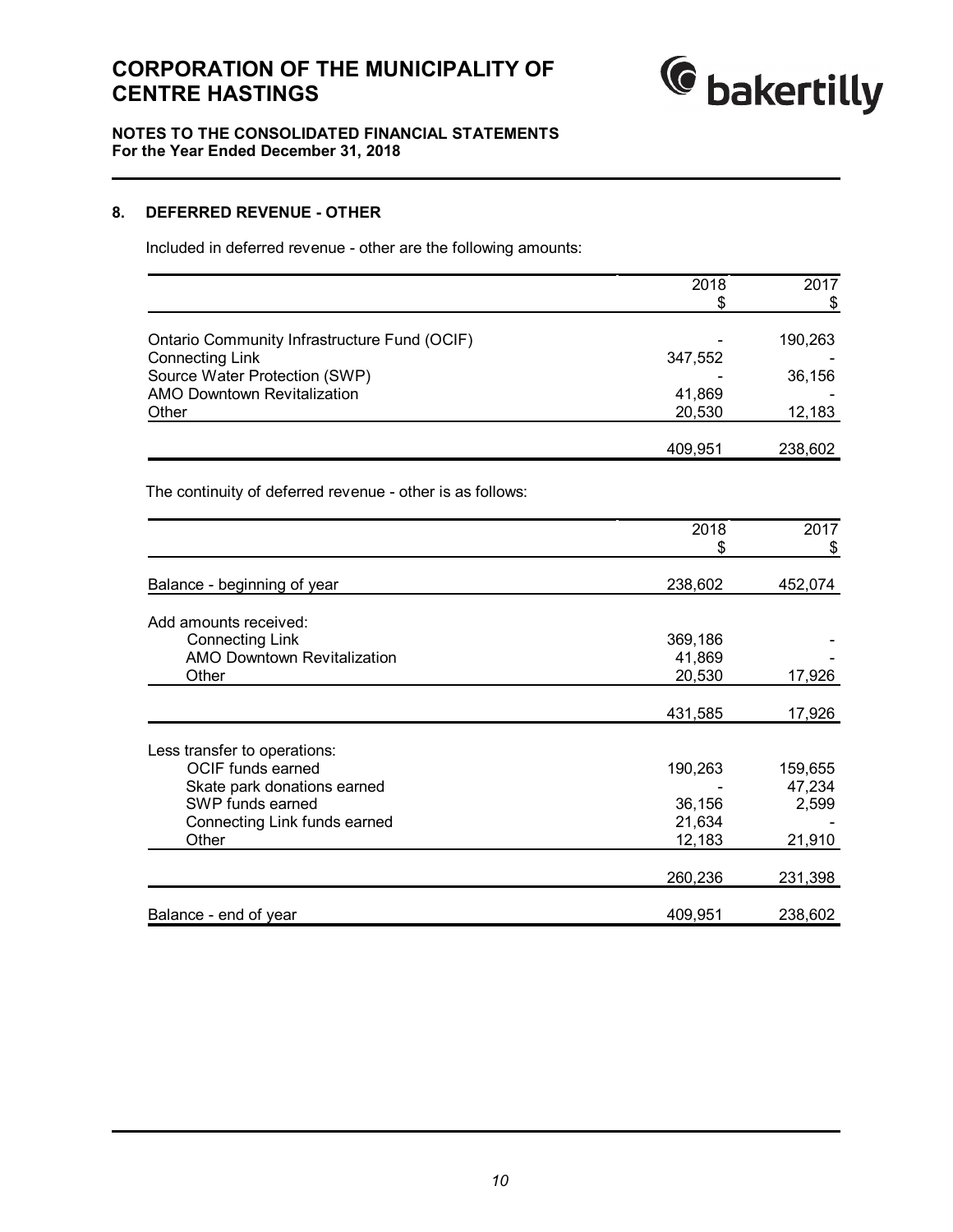# CORPORATION OF THE MUNICIPALITY OF CENTRE HASTINGS

**NOTES TO THE CONSOLIDATED FINANCIAL STATEMENTS**
**For the Year Ended December 31, 2018**

## 8. DEFERRED REVENUE - OTHER

Included in deferred revenue - other are the following amounts:

| | 2018<br>$ | 2017<br>$ |
|---|---|---|
| Ontario Community Infrastructure Fund (OCIF) | - | 190,263 |
| Connecting Link | 347,552 | - |
| Source Water Protection (SWP) | - | 36,156 |
| AMO Downtown Revitalization | 41,869 | - |
| Other | 20,530 | 12,183 |
| | 409,951 | 238,602 |

The continuity of deferred revenue - other is as follows:

| | 2018<br>$ | 2017<br>$ |
|---|---|---|
| Balance - beginning of year | 238,602 | 452,074 |
| Add amounts received: | | |
| Connecting Link | 369,186 | - |
| AMO Downtown Revitalization | 41,869 | - |
| Other | 20,530 | 17,926 |
| | 431,585 | 17,926 |
| Less transfer to operations: | | |
| OCIF funds earned | 190,263 | 159,655 |
| Skate park donations earned | - | 47,234 |
| SWP funds earned | 36,156 | 2,599 |
| Connecting Link funds earned | 21,634 | - |
| Other | 12,183 | 21,910 |
| | 260,236 | 231,398 |
| Balance - end of year | 409,951 | 238,602 |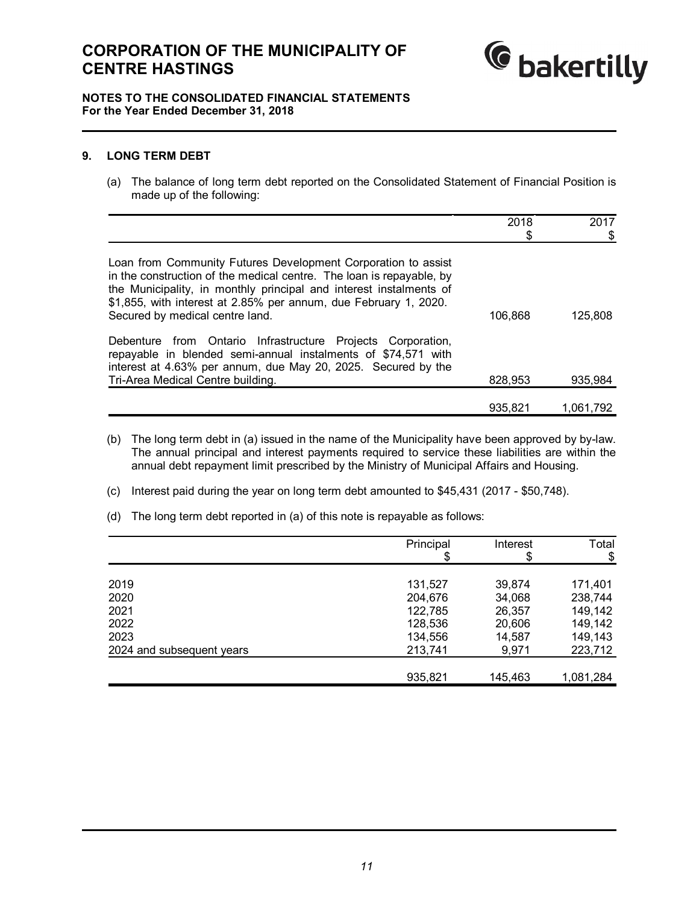**CORPORATION OF THE MUNICIPALITY OF CENTRE HASTINGS**

**NOTES TO THE CONSOLIDATED FINANCIAL STATEMENTS**
**For the Year Ended December 31, 2018**

## 9. LONG TERM DEBT

(a) The balance of long term debt reported on the Consolidated Statement of Financial Position is made up of the following:

| | 2018 $ | 2017 $ |
|---|---|---|
| Loan from Community Futures Development Corporation to assist in the construction of the medical centre. The loan is repayable, by the Municipality, in monthly principal and interest instalments of $1,855, with interest at 2.85% per annum, due February 1, 2020. Secured by medical centre land. | 106,868 | 125,808 |
| Debenture from Ontario Infrastructure Projects Corporation, repayable in blended semi-annual instalments of $74,571 with interest at 4.63% per annum, due May 20, 2025. Secured by the Tri-Area Medical Centre building. | 828,953 | 935,984 |
| | 935,821 | 1,061,792 |

(b) The long term debt in (a) issued in the name of the Municipality have been approved by by-law. The annual principal and interest payments required to service these liabilities are within the annual debt repayment limit prescribed by the Ministry of Municipal Affairs and Housing.

(c) Interest paid during the year on long term debt amounted to $45,431 (2017 - $50,748).

(d) The long term debt reported in (a) of this note is repayable as follows:

| | Principal $ | Interest $ | Total $ |
|---|---|---|---|
| 2019 | 131,527 | 39,874 | 171,401 |
| 2020 | 204,676 | 34,068 | 238,744 |
| 2021 | 122,785 | 26,357 | 149,142 |
| 2022 | 128,536 | 20,606 | 149,142 |
| 2023 | 134,556 | 14,587 | 149,143 |
| 2024 and subsequent years | 213,741 | 9,971 | 223,712 |
| | 935,821 | 145,463 | 1,081,284 |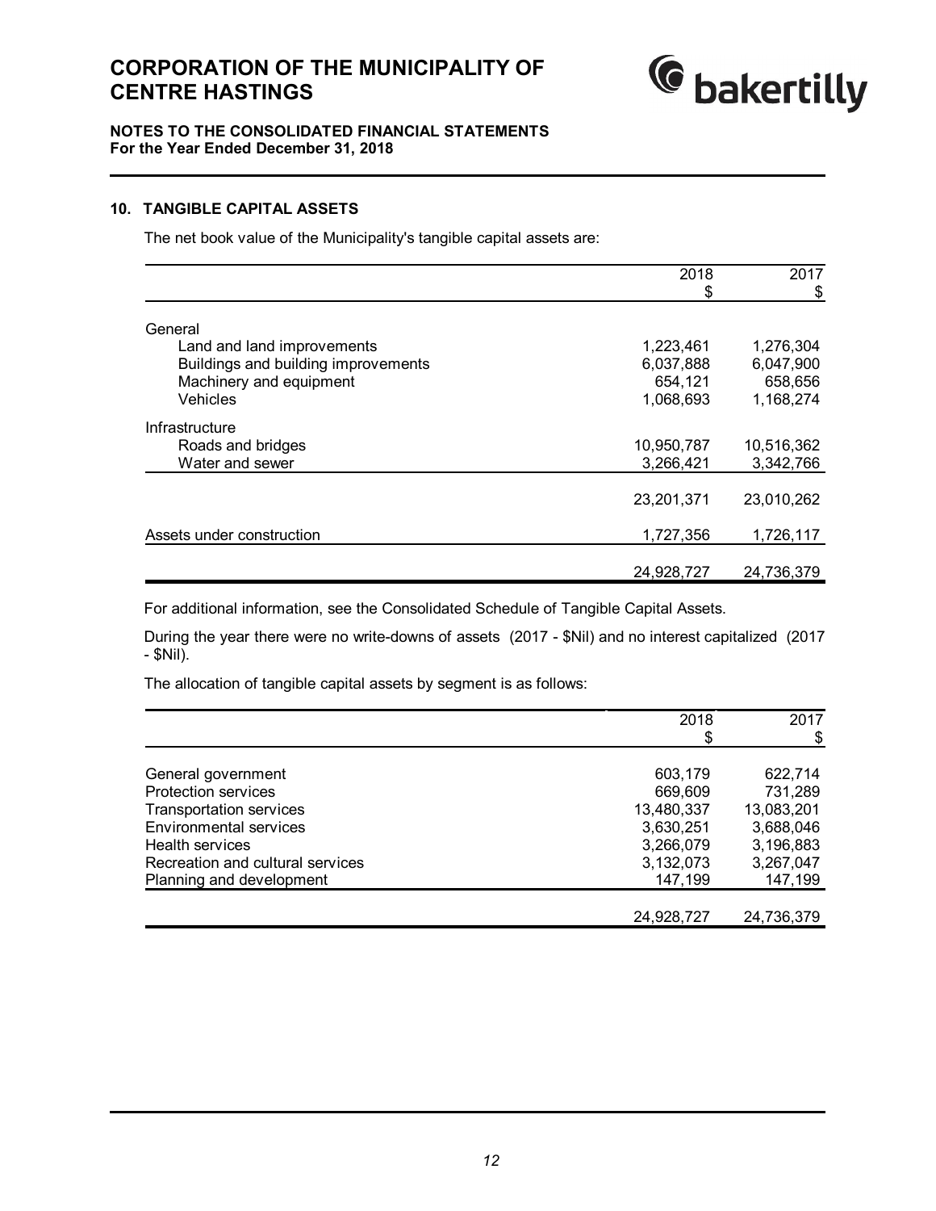# CORPORATION OF THE MUNICIPALITY OF CENTRE HASTINGS

**NOTES TO THE CONSOLIDATED FINANCIAL STATEMENTS**
**For the Year Ended December 31, 2018**

## 10. TANGIBLE CAPITAL ASSETS

The net book value of the Municipality's tangible capital assets are:

| | 2018<br>$ | 2017<br>$ |
|---|---|---|
| General | | |
| Land and land improvements | 1,223,461 | 1,276,304 |
| Buildings and building improvements | 6,037,888 | 6,047,900 |
| Machinery and equipment | 654,121 | 658,656 |
| Vehicles | 1,068,693 | 1,168,274 |
| Infrastructure | | |
| Roads and bridges | 10,950,787 | 10,516,362 |
| Water and sewer | 3,266,421 | 3,342,766 |
| | 23,201,371 | 23,010,262 |
| Assets under construction | 1,727,356 | 1,726,117 |
| | 24,928,727 | 24,736,379 |

For additional information, see the Consolidated Schedule of Tangible Capital Assets.

During the year there were no write-downs of assets (2017 - $Nil) and no interest capitalized (2017 - $Nil).

The allocation of tangible capital assets by segment is as follows:

| | 2018<br>$ | 2017<br>$ |
|---|---|---|
| General government | 603,179 | 622,714 |
| Protection services | 669,609 | 731,289 |
| Transportation services | 13,480,337 | 13,083,201 |
| Environmental services | 3,630,251 | 3,688,046 |
| Health services | 3,266,079 | 3,196,883 |
| Recreation and cultural services | 3,132,073 | 3,267,047 |
| Planning and development | 147,199 | 147,199 |
| | 24,928,727 | 24,736,379 |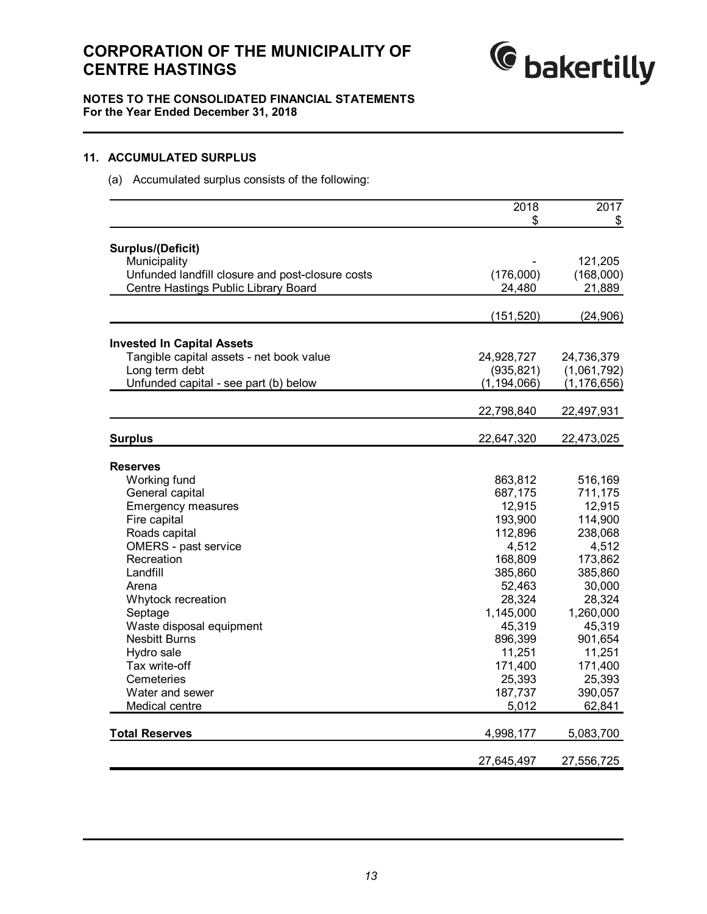# CORPORATION OF THE MUNICIPALITY OF CENTRE HASTINGS

**NOTES TO THE CONSOLIDATED FINANCIAL STATEMENTS**
**For the Year Ended December 31, 2018**

## 11. ACCUMULATED SURPLUS

(a) Accumulated surplus consists of the following:

| | 2018<br>$ | 2017<br>$ |
|---|---|---|
| **Surplus/(Deficit)** | | |
| Municipality | - | 121,205 |
| Unfunded landfill closure and post-closure costs | (176,000) | (168,000) |
| Centre Hastings Public Library Board | 24,480 | 21,889 |
| | (151,520) | (24,906) |
| **Invested In Capital Assets** | | |
| Tangible capital assets - net book value | 24,928,727 | 24,736,379 |
| Long term debt | (935,821) | (1,061,792) |
| Unfunded capital - see part (b) below | (1,194,066) | (1,176,656) |
| | 22,798,840 | 22,497,931 |
| **Surplus** | 22,647,320 | 22,473,025 |
| **Reserves** | | |
| Working fund | 863,812 | 516,169 |
| General capital | 687,175 | 711,175 |
| Emergency measures | 12,915 | 12,915 |
| Fire capital | 193,900 | 114,900 |
| Roads capital | 112,896 | 238,068 |
| OMERS - past service | 4,512 | 4,512 |
| Recreation | 168,809 | 173,862 |
| Landfill | 385,860 | 385,860 |
| Arena | 52,463 | 30,000 |
| Whytock recreation | 28,324 | 28,324 |
| Septage | 1,145,000 | 1,260,000 |
| Waste disposal equipment | 45,319 | 45,319 |
| Nesbitt Burns | 896,399 | 901,654 |
| Hydro sale | 11,251 | 11,251 |
| Tax write-off | 171,400 | 171,400 |
| Cemeteries | 25,393 | 25,393 |
| Water and sewer | 187,737 | 390,057 |
| Medical centre | 5,012 | 62,841 |
| **Total Reserves** | 4,998,177 | 5,083,700 |
| | 27,645,497 | 27,556,725 |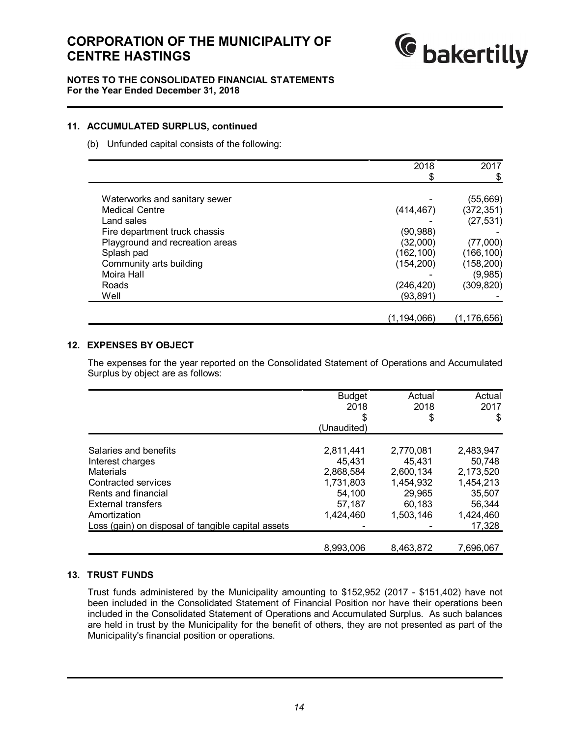# CORPORATION OF THE MUNICIPALITY OF CENTRE HASTINGS

**NOTES TO THE CONSOLIDATED FINANCIAL STATEMENTS**
**For the Year Ended December 31, 2018**

## 11. ACCUMULATED SURPLUS, continued

(b) Unfunded capital consists of the following:

| | 2018<br>$ | 2017<br>$ |
|---|---|---|
| Waterworks and sanitary sewer | - | (55,669) |
| Medical Centre | (414,467) | (372,351) |
| Land sales | - | (27,531) |
| Fire department truck chassis | (90,988) | - |
| Playground and recreation areas | (32,000) | (77,000) |
| Splash pad | (162,100) | (166,100) |
| Community arts building | (154,200) | (158,200) |
| Moira Hall | - | (9,985) |
| Roads | (246,420) | (309,820) |
| Well | (93,891) | - |
| | (1,194,066) | (1,176,656) |

## 12. EXPENSES BY OBJECT

The expenses for the year reported on the Consolidated Statement of Operations and Accumulated Surplus by object are as follows:

| | Budget<br>2018<br>$<br>(Unaudited) | Actual<br>2018<br>$ | Actual<br>2017<br>$ |
|---|---|---|---|
| Salaries and benefits | 2,811,441 | 2,770,081 | 2,483,947 |
| Interest charges | 45,431 | 45,431 | 50,748 |
| Materials | 2,868,584 | 2,600,134 | 2,173,520 |
| Contracted services | 1,731,803 | 1,454,932 | 1,454,213 |
| Rents and financial | 54,100 | 29,965 | 35,507 |
| External transfers | 57,187 | 60,183 | 56,344 |
| Amortization | 1,424,460 | 1,503,146 | 1,424,460 |
| Loss (gain) on disposal of tangible capital assets | - | - | 17,328 |
| | 8,993,006 | 8,463,872 | 7,696,067 |

## 13. TRUST FUNDS

Trust funds administered by the Municipality amounting to $152,952 (2017 - $151,402) have not been included in the Consolidated Statement of Financial Position nor have their operations been included in the Consolidated Statement of Operations and Accumulated Surplus. As such balances are held in trust by the Municipality for the benefit of others, they are not presented as part of the Municipality's financial position or operations.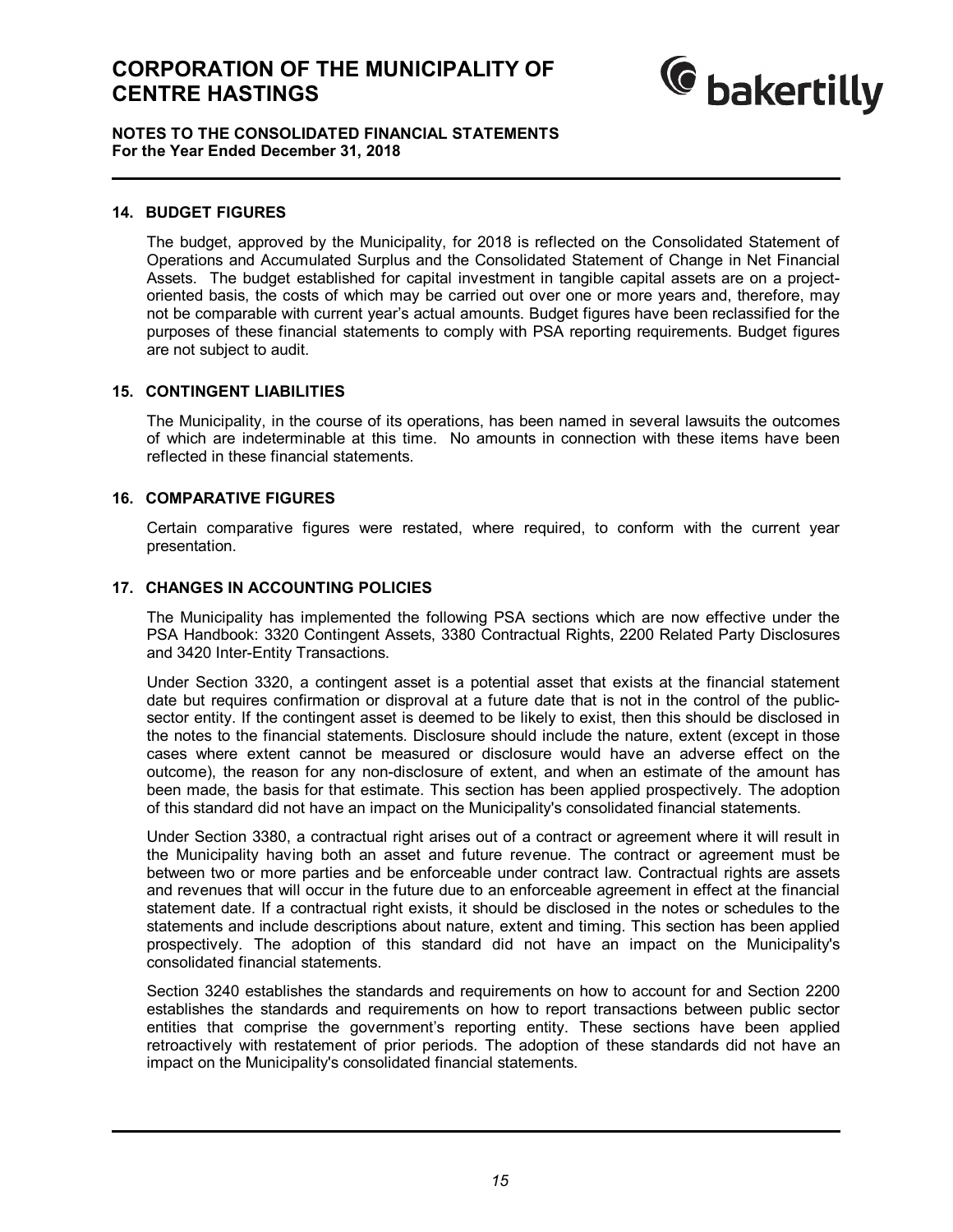**CORPORATION OF THE MUNICIPALITY OF CENTRE HASTINGS**

**NOTES TO THE CONSOLIDATED FINANCIAL STATEMENTS**
**For the Year Ended December 31, 2018**

## 14. BUDGET FIGURES

The budget, approved by the Municipality, for 2018 is reflected on the Consolidated Statement of Operations and Accumulated Surplus and the Consolidated Statement of Change in Net Financial Assets. The budget established for capital investment in tangible capital assets are on a project-oriented basis, the costs of which may be carried out over one or more years and, therefore, may not be comparable with current year's actual amounts. Budget figures have been reclassified for the purposes of these financial statements to comply with PSA reporting requirements. Budget figures are not subject to audit.

## 15. CONTINGENT LIABILITIES

The Municipality, in the course of its operations, has been named in several lawsuits the outcomes of which are indeterminable at this time. No amounts in connection with these items have been reflected in these financial statements.

## 16. COMPARATIVE FIGURES

Certain comparative figures were restated, where required, to conform with the current year presentation.

## 17. CHANGES IN ACCOUNTING POLICIES

The Municipality has implemented the following PSA sections which are now effective under the PSA Handbook: 3320 Contingent Assets, 3380 Contractual Rights, 2200 Related Party Disclosures and 3420 Inter-Entity Transactions.

Under Section 3320, a contingent asset is a potential asset that exists at the financial statement date but requires confirmation or disproval at a future date that is not in the control of the public-sector entity. If the contingent asset is deemed to be likely to exist, then this should be disclosed in the notes to the financial statements. Disclosure should include the nature, extent (except in those cases where extent cannot be measured or disclosure would have an adverse effect on the outcome), the reason for any non-disclosure of extent, and when an estimate of the amount has been made, the basis for that estimate. This section has been applied prospectively. The adoption of this standard did not have an impact on the Municipality's consolidated financial statements.

Under Section 3380, a contractual right arises out of a contract or agreement where it will result in the Municipality having both an asset and future revenue. The contract or agreement must be between two or more parties and be enforceable under contract law. Contractual rights are assets and revenues that will occur in the future due to an enforceable agreement in effect at the financial statement date. If a contractual right exists, it should be disclosed in the notes or schedules to the statements and include descriptions about nature, extent and timing. This section has been applied prospectively. The adoption of this standard did not have an impact on the Municipality's consolidated financial statements.

Section 3240 establishes the standards and requirements on how to account for and Section 2200 establishes the standards and requirements on how to report transactions between public sector entities that comprise the government's reporting entity. These sections have been applied retroactively with restatement of prior periods. The adoption of these standards did not have an impact on the Municipality's consolidated financial statements.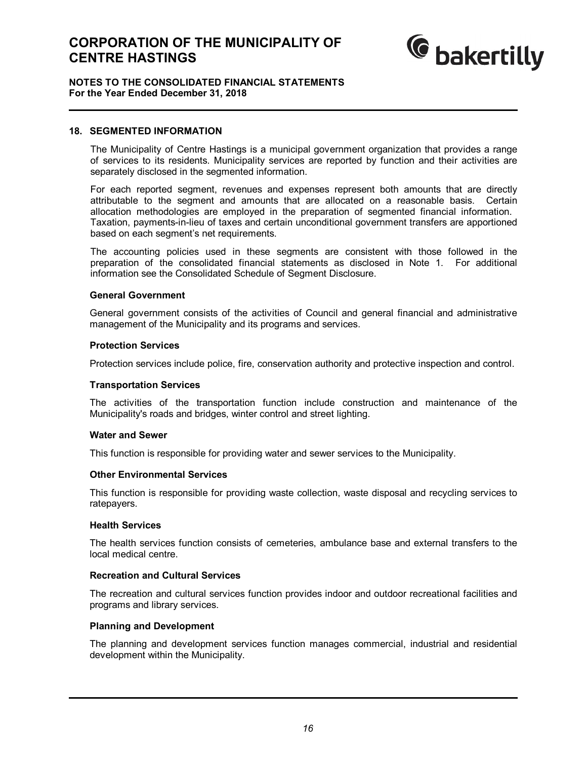## 18. SEGMENTED INFORMATION

The Municipality of Centre Hastings is a municipal government organization that provides a range of services to its residents. Municipality services are reported by function and their activities are separately disclosed in the segmented information.

For each reported segment, revenues and expenses represent both amounts that are directly attributable to the segment and amounts that are allocated on a reasonable basis. Certain allocation methodologies are employed in the preparation of segmented financial information. Taxation, payments-in-lieu of taxes and certain unconditional government transfers are apportioned based on each segment's net requirements.

The accounting policies used in these segments are consistent with those followed in the preparation of the consolidated financial statements as disclosed in Note 1. For additional information see the Consolidated Schedule of Segment Disclosure.

### General Government

General government consists of the activities of Council and general financial and administrative management of the Municipality and its programs and services.

### Protection Services

Protection services include police, fire, conservation authority and protective inspection and control.

### Transportation Services

The activities of the transportation function include construction and maintenance of the Municipality's roads and bridges, winter control and street lighting.

### Water and Sewer

This function is responsible for providing water and sewer services to the Municipality.

### Other Environmental Services

This function is responsible for providing waste collection, waste disposal and recycling services to ratepayers.

### Health Services

The health services function consists of cemeteries, ambulance base and external transfers to the local medical centre.

### Recreation and Cultural Services

The recreation and cultural services function provides indoor and outdoor recreational facilities and programs and library services.

### Planning and Development

The planning and development services function manages commercial, industrial and residential development within the Municipality.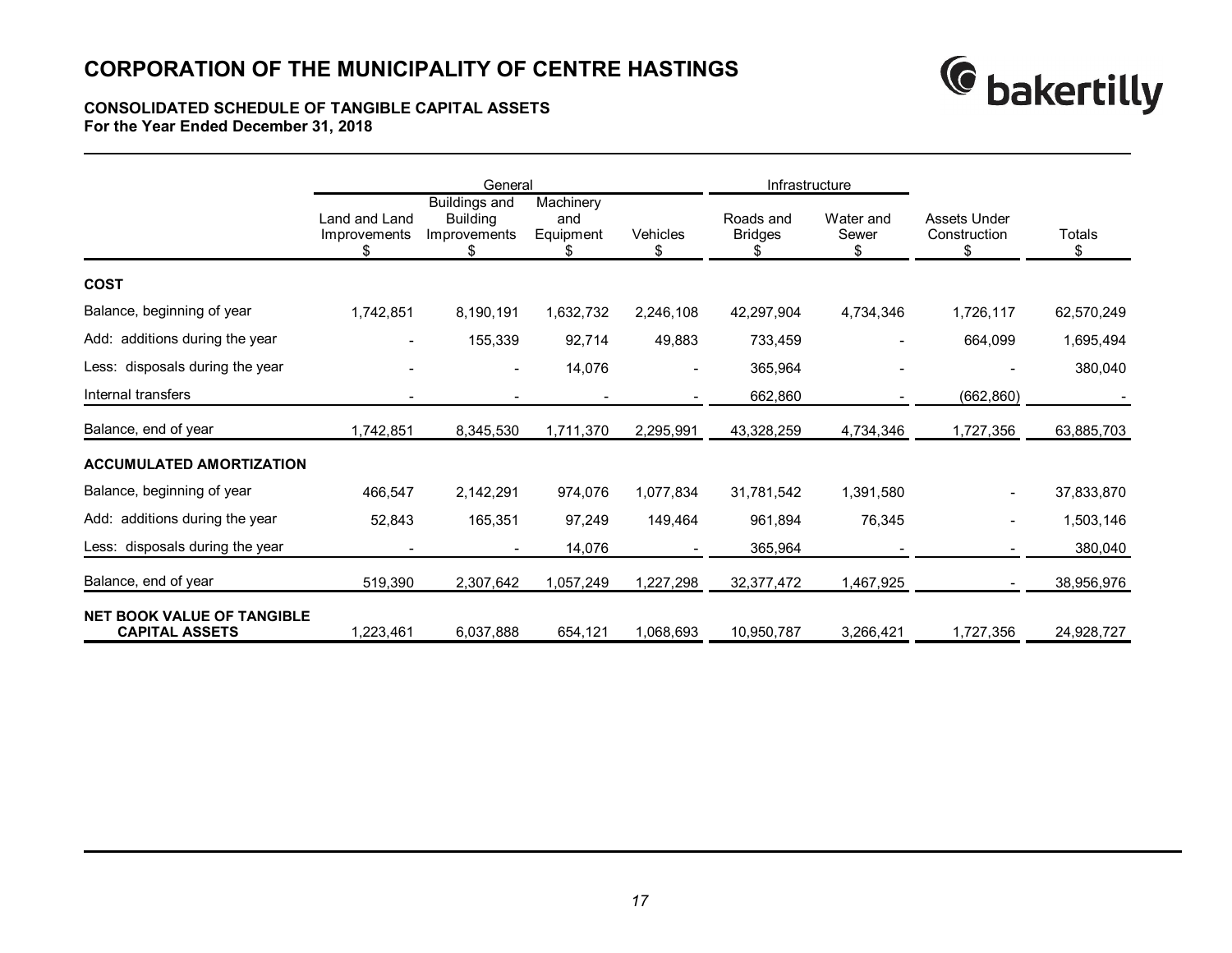# CORPORATION OF THE MUNICIPALITY OF CENTRE HASTINGS

**CONSOLIDATED SCHEDULE OF TANGIBLE CAPITAL ASSETS**
**For the Year Ended December 31, 2018**

| | General | | | | Infrastructure | | | |
|---|---|---|---|---|---|---|---|---|
| | Land and Land Improvements $ | Buildings and Building Improvements $ | Machinery and Equipment $ | Vehicles $ | Roads and Bridges $ | Water and Sewer $ | Assets Under Construction $ | Totals $ |
| **COST** | | | | | | | | |
| Balance, beginning of year | 1,742,851 | 8,190,191 | 1,632,732 | 2,246,108 | 42,297,904 | 4,734,346 | 1,726,117 | 62,570,249 |
| Add: additions during the year | - | 155,339 | 92,714 | 49,883 | 733,459 | - | 664,099 | 1,695,494 |
| Less: disposals during the year | - | - | 14,076 | - | 365,964 | - | - | 380,040 |
| Internal transfers | - | - | - | - | 662,860 | - | (662,860) | - |
| Balance, end of year | 1,742,851 | 8,345,530 | 1,711,370 | 2,295,991 | 43,328,259 | 4,734,346 | 1,727,356 | 63,885,703 |
| **ACCUMULATED AMORTIZATION** | | | | | | | | |
| Balance, beginning of year | 466,547 | 2,142,291 | 974,076 | 1,077,834 | 31,781,542 | 1,391,580 | - | 37,833,870 |
| Add: additions during the year | 52,843 | 165,351 | 97,249 | 149,464 | 961,894 | 76,345 | - | 1,503,146 |
| Less: disposals during the year | - | - | 14,076 | - | 365,964 | - | - | 380,040 |
| Balance, end of year | 519,390 | 2,307,642 | 1,057,249 | 1,227,298 | 32,377,472 | 1,467,925 | - | 38,956,976 |
| **NET BOOK VALUE OF TANGIBLE CAPITAL ASSETS** | 1,223,461 | 6,037,888 | 654,121 | 1,068,693 | 10,950,787 | 3,266,421 | 1,727,356 | 24,928,727 |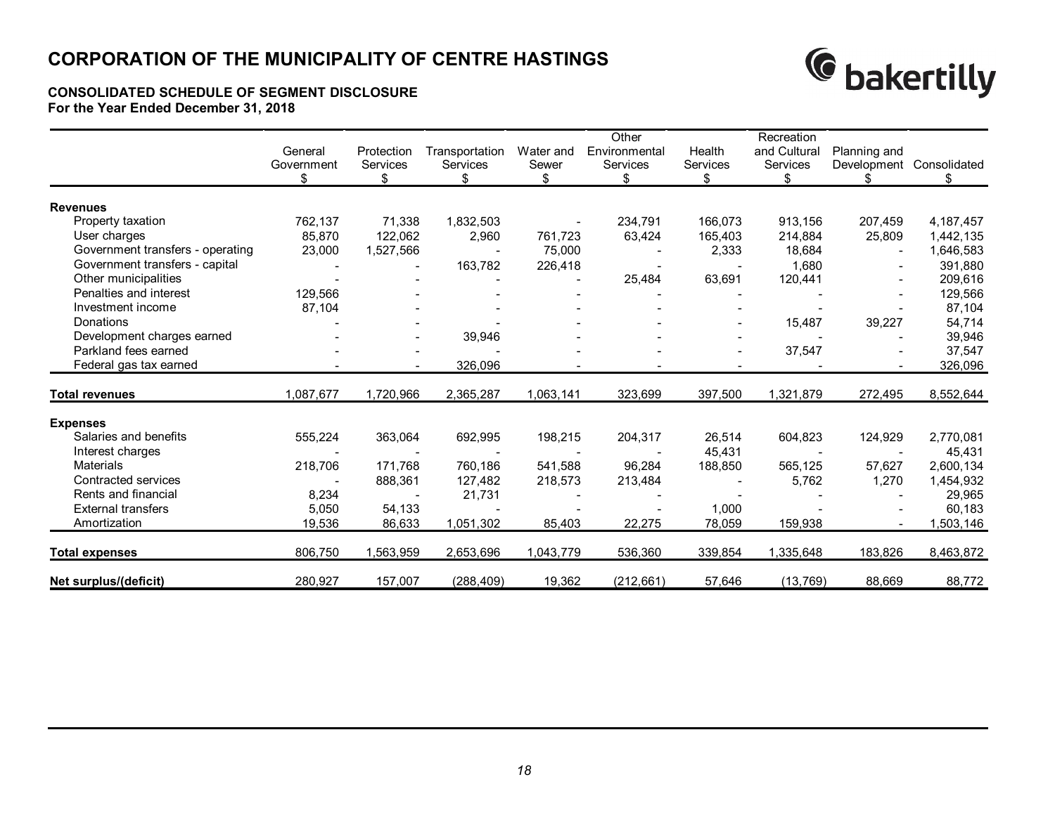# CORPORATION OF THE MUNICIPALITY OF CENTRE HASTINGS

### CONSOLIDATED SCHEDULE OF SEGMENT DISCLOSURE
**For the Year Ended December 31, 2018**

| | General Government $ | Protection Services $ | Transportation Services $ | Water and Sewer $ | Other Environmental Services $ | Health Services $ | Recreation and Cultural Services $ | Planning and Development $ | Consolidated $ |
|---|---|---|---|---|---|---|---|---|---|
| **Revenues** | | | | | | | | | |
| Property taxation | 762,137 | 71,338 | 1,832,503 | - | 234,791 | 166,073 | 913,156 | 207,459 | 4,187,457 |
| User charges | 85,870 | 122,062 | 2,960 | 761,723 | 63,424 | 165,403 | 214,884 | 25,809 | 1,442,135 |
| Government transfers - operating | 23,000 | 1,527,566 | - | 75,000 | - | 2,333 | 18,684 | - | 1,646,583 |
| Government transfers - capital | - | - | 163,782 | 226,418 | - | - | 1,680 | - | 391,880 |
| Other municipalities | - | - | - | - | 25,484 | 63,691 | 120,441 | - | 209,616 |
| Penalties and interest | 129,566 | - | - | - | - | - | - | - | 129,566 |
| Investment income | 87,104 | - | - | - | - | - | - | - | 87,104 |
| Donations | - | - | - | - | - | - | 15,487 | 39,227 | 54,714 |
| Development charges earned | - | - | 39,946 | - | - | - | - | - | 39,946 |
| Parkland fees earned | - | - | - | - | - | - | 37,547 | - | 37,547 |
| Federal gas tax earned | - | - | 326,096 | - | - | - | - | - | 326,096 |
| **Total revenues** | 1,087,677 | 1,720,966 | 2,365,287 | 1,063,141 | 323,699 | 397,500 | 1,321,879 | 272,495 | 8,552,644 |
| **Expenses** | | | | | | | | | |
| Salaries and benefits | 555,224 | 363,064 | 692,995 | 198,215 | 204,317 | 26,514 | 604,823 | 124,929 | 2,770,081 |
| Interest charges | - | - | - | - | - | 45,431 | - | - | 45,431 |
| Materials | 218,706 | 171,768 | 760,186 | 541,588 | 96,284 | 188,850 | 565,125 | 57,627 | 2,600,134 |
| Contracted services | - | 888,361 | 127,482 | 218,573 | 213,484 | - | 5,762 | 1,270 | 1,454,932 |
| Rents and financial | 8,234 | - | 21,731 | - | - | - | - | - | 29,965 |
| External transfers | 5,050 | 54,133 | - | - | - | 1,000 | - | - | 60,183 |
| Amortization | 19,536 | 86,633 | 1,051,302 | 85,403 | 22,275 | 78,059 | 159,938 | - | 1,503,146 |
| **Total expenses** | 806,750 | 1,563,959 | 2,653,696 | 1,043,779 | 536,360 | 339,854 | 1,335,648 | 183,826 | 8,463,872 |
| **Net surplus/(deficit)** | 280,927 | 157,007 | (288,409) | 19,362 | (212,661) | 57,646 | (13,769) | 88,669 | 88,772 |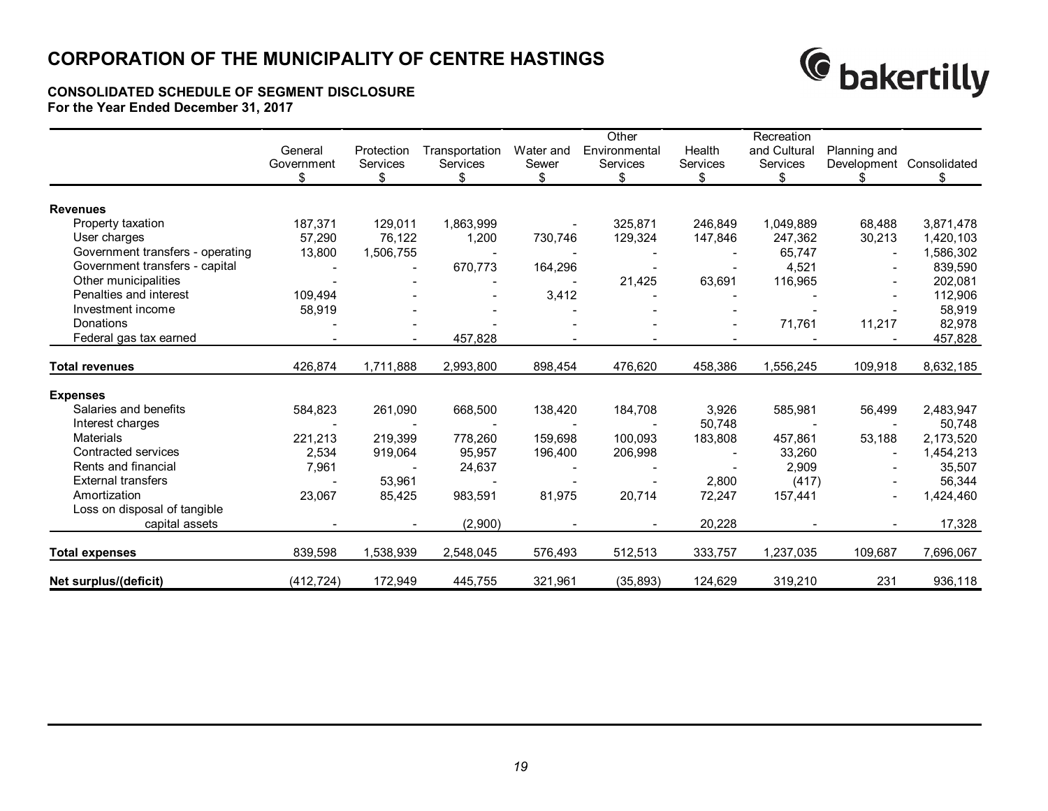# CORPORATION OF THE MUNICIPALITY OF CENTRE HASTINGS

### CONSOLIDATED SCHEDULE OF SEGMENT DISCLOSURE
**For the Year Ended December 31, 2017**

| | General Government $ | Protection Services $ | Transportation Services $ | Water and Sewer $ | Other Environmental Services $ | Health Services $ | Recreation and Cultural Services $ | Planning and Development $ | Consolidated $ |
|---|---|---|---|---|---|---|---|---|---|
| **Revenues** | | | | | | | | | |
| Property taxation | 187,371 | 129,011 | 1,863,999 | - | 325,871 | 246,849 | 1,049,889 | 68,488 | 3,871,478 |
| User charges | 57,290 | 76,122 | 1,200 | 730,746 | 129,324 | 147,846 | 247,362 | 30,213 | 1,420,103 |
| Government transfers - operating | 13,800 | 1,506,755 | - | - | - | - | 65,747 | - | 1,586,302 |
| Government transfers - capital | - | - | 670,773 | 164,296 | - | - | 4,521 | - | 839,590 |
| Other municipalities | - | - | - | - | 21,425 | 63,691 | 116,965 | - | 202,081 |
| Penalties and interest | 109,494 | - | - | 3,412 | - | - | - | - | 112,906 |
| Investment income | 58,919 | - | - | - | - | - | - | - | 58,919 |
| Donations | - | - | - | - | - | - | 71,761 | 11,217 | 82,978 |
| Federal gas tax earned | - | - | 457,828 | - | - | - | - | - | 457,828 |
| **Total revenues** | 426,874 | 1,711,888 | 2,993,800 | 898,454 | 476,620 | 458,386 | 1,556,245 | 109,918 | 8,632,185 |
| **Expenses** | | | | | | | | | |
| Salaries and benefits | 584,823 | 261,090 | 668,500 | 138,420 | 184,708 | 3,926 | 585,981 | 56,499 | 2,483,947 |
| Interest charges | - | - | - | - | - | 50,748 | - | - | 50,748 |
| Materials | 221,213 | 219,399 | 778,260 | 159,698 | 100,093 | 183,808 | 457,861 | 53,188 | 2,173,520 |
| Contracted services | 2,534 | 919,064 | 95,957 | 196,400 | 206,998 | - | 33,260 | - | 1,454,213 |
| Rents and financial | 7,961 | - | 24,637 | - | - | - | 2,909 | - | 35,507 |
| External transfers | - | 53,961 | - | - | - | 2,800 | (417) | - | 56,344 |
| Amortization | 23,067 | 85,425 | 983,591 | 81,975 | 20,714 | 72,247 | 157,441 | - | 1,424,460 |
| Loss on disposal of tangible capital assets | - | - | (2,900) | - | - | 20,228 | - | - | 17,328 |
| **Total expenses** | 839,598 | 1,538,939 | 2,548,045 | 576,493 | 512,513 | 333,757 | 1,237,035 | 109,687 | 7,696,067 |
| **Net surplus/(deficit)** | (412,724) | 172,949 | 445,755 | 321,961 | (35,893) | 124,629 | 319,210 | 231 | 936,118 |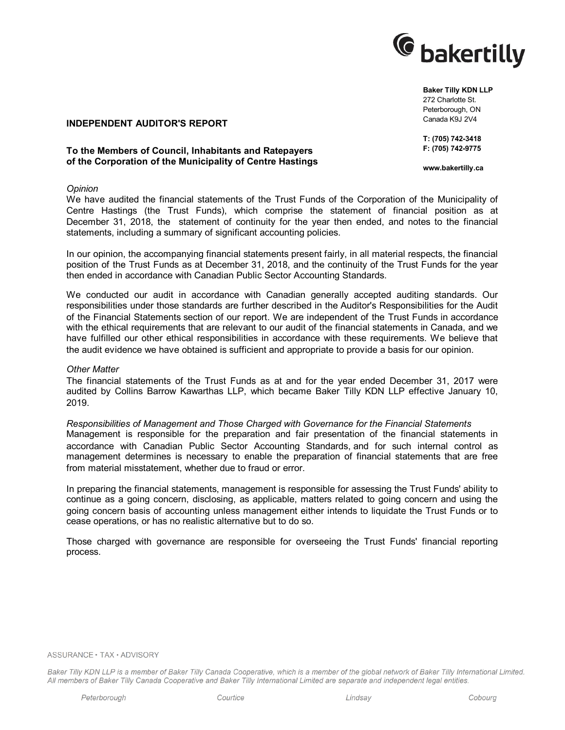**Baker Tilly KDN LLP**
272 Charlotte St.
Peterborough, ON
Canada K9J 2V4

**T: (705) 742-3418**
**F: (705) 742-9775**

**www.bakertilly.ca**

## INDEPENDENT AUDITOR'S REPORT

**To the Members of Council, Inhabitants and Ratepayers of the Corporation of the Municipality of Centre Hastings**

*Opinion*

We have audited the financial statements of the Trust Funds of the Corporation of the Municipality of Centre Hastings (the Trust Funds), which comprise the statement of financial position as at December 31, 2018, the statement of continuity for the year then ended, and notes to the financial statements, including a summary of significant accounting policies.

In our opinion, the accompanying financial statements present fairly, in all material respects, the financial position of the Trust Funds as at December 31, 2018, and the continuity of the Trust Funds for the year then ended in accordance with Canadian Public Sector Accounting Standards.

We conducted our audit in accordance with Canadian generally accepted auditing standards. Our responsibilities under those standards are further described in the Auditor's Responsibilities for the Audit of the Financial Statements section of our report. We are independent of the Trust Funds in accordance with the ethical requirements that are relevant to our audit of the financial statements in Canada, and we have fulfilled our other ethical responsibilities in accordance with these requirements. We believe that the audit evidence we have obtained is sufficient and appropriate to provide a basis for our opinion.

*Other Matter*

The financial statements of the Trust Funds as at and for the year ended December 31, 2017 were audited by Collins Barrow Kawarthas LLP, which became Baker Tilly KDN LLP effective January 10, 2019.

*Responsibilities of Management and Those Charged with Governance for the Financial Statements*

Management is responsible for the preparation and fair presentation of the financial statements in accordance with Canadian Public Sector Accounting Standards, and for such internal control as management determines is necessary to enable the preparation of financial statements that are free from material misstatement, whether due to fraud or error.

In preparing the financial statements, management is responsible for assessing the Trust Funds' ability to continue as a going concern, disclosing, as applicable, matters related to going concern and using the going concern basis of accounting unless management either intends to liquidate the Trust Funds or to cease operations, or has no realistic alternative but to do so.

Those charged with governance are responsible for overseeing the Trust Funds' financial reporting process.

ASSURANCE • TAX • ADVISORY

*Baker Tilly KDN LLP is a member of Baker Tilly Canada Cooperative, which is a member of the global network of Baker Tilly International Limited. All members of Baker Tilly Canada Cooperative and Baker Tilly International Limited are separate and independent legal entities.*

*Peterborough* *Courtice* *Lindsay* *Cobourg*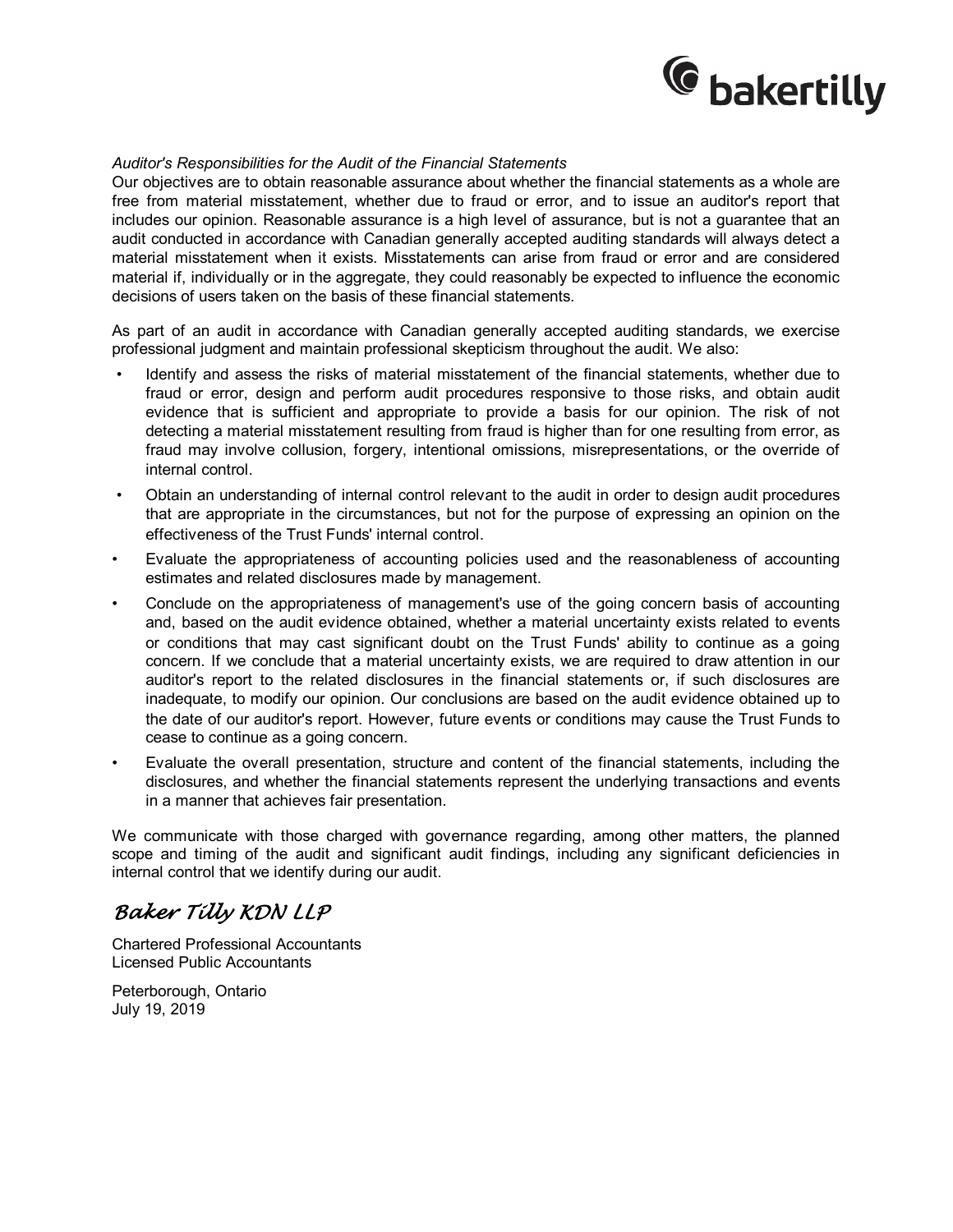*Auditor's Responsibilities for the Audit of the Financial Statements*

Our objectives are to obtain reasonable assurance about whether the financial statements as a whole are free from material misstatement, whether due to fraud or error, and to issue an auditor's report that includes our opinion. Reasonable assurance is a high level of assurance, but is not a guarantee that an audit conducted in accordance with Canadian generally accepted auditing standards will always detect a material misstatement when it exists. Misstatements can arise from fraud or error and are considered material if, individually or in the aggregate, they could reasonably be expected to influence the economic decisions of users taken on the basis of these financial statements.

As part of an audit in accordance with Canadian generally accepted auditing standards, we exercise professional judgment and maintain professional skepticism throughout the audit. We also:

- Identify and assess the risks of material misstatement of the financial statements, whether due to fraud or error, design and perform audit procedures responsive to those risks, and obtain audit evidence that is sufficient and appropriate to provide a basis for our opinion. The risk of not detecting a material misstatement resulting from fraud is higher than for one resulting from error, as fraud may involve collusion, forgery, intentional omissions, misrepresentations, or the override of internal control.
- Obtain an understanding of internal control relevant to the audit in order to design audit procedures that are appropriate in the circumstances, but not for the purpose of expressing an opinion on the effectiveness of the Trust Funds' internal control.
- Evaluate the appropriateness of accounting policies used and the reasonableness of accounting estimates and related disclosures made by management.
- Conclude on the appropriateness of management's use of the going concern basis of accounting and, based on the audit evidence obtained, whether a material uncertainty exists related to events or conditions that may cast significant doubt on the Trust Funds' ability to continue as a going concern. If we conclude that a material uncertainty exists, we are required to draw attention in our auditor's report to the related disclosures in the financial statements or, if such disclosures are inadequate, to modify our opinion. Our conclusions are based on the audit evidence obtained up to the date of our auditor's report. However, future events or conditions may cause the Trust Funds to cease to continue as a going concern.
- Evaluate the overall presentation, structure and content of the financial statements, including the disclosures, and whether the financial statements represent the underlying transactions and events in a manner that achieves fair presentation.

We communicate with those charged with governance regarding, among other matters, the planned scope and timing of the audit and significant audit findings, including any significant deficiencies in internal control that we identify during our audit.

*Baker Tilly KDN LLP*

Chartered Professional Accountants
Licensed Public Accountants

Peterborough, Ontario
July 19, 2019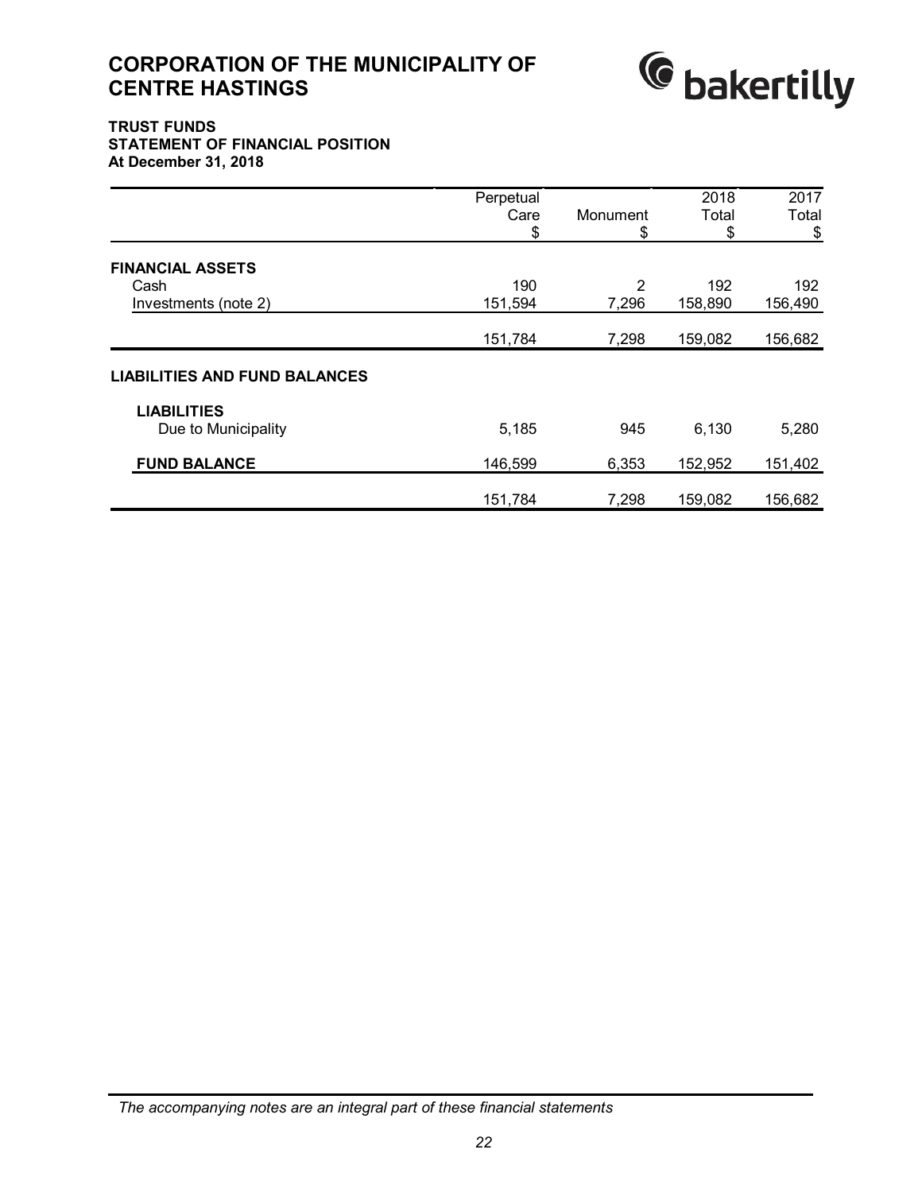# CORPORATION OF THE MUNICIPALITY OF CENTRE HASTINGS

**TRUST FUNDS**
**STATEMENT OF FINANCIAL POSITION**
**At December 31, 2018**

| | Perpetual Care $ | Monument $ | 2018 Total $ | 2017 Total $ |
|---|---|---|---|---|
| **FINANCIAL ASSETS** | | | | |
| Cash | 190 | 2 | 192 | 192 |
| Investments (note 2) | 151,594 | 7,296 | 158,890 | 156,490 |
| | 151,784 | 7,298 | 159,082 | 156,682 |
| **LIABILITIES AND FUND BALANCES** | | | | |
| **LIABILITIES** | | | | |
| Due to Municipality | 5,185 | 945 | 6,130 | 5,280 |
| **FUND BALANCE** | 146,599 | 6,353 | 152,952 | 151,402 |
| | 151,784 | 7,298 | 159,082 | 156,682 |

*The accompanying notes are an integral part of these financial statements*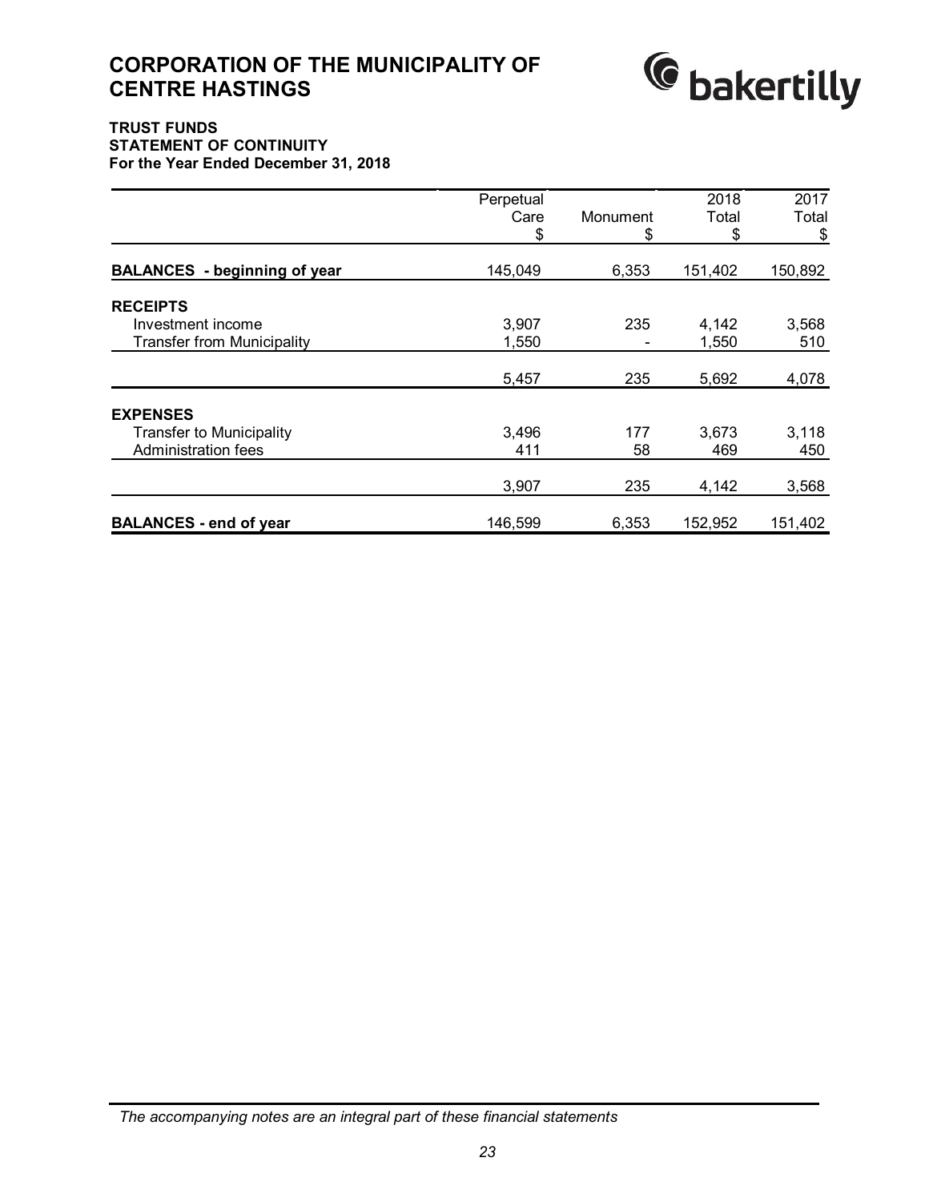# CORPORATION OF THE MUNICIPALITY OF CENTRE HASTINGS

**TRUST FUNDS**
**STATEMENT OF CONTINUITY**
**For the Year Ended December 31, 2018**

| | Perpetual Care $ | Monument $ | 2018 Total $ | 2017 Total $ |
|---|---|---|---|---|
| **BALANCES - beginning of year** | 145,049 | 6,353 | 151,402 | 150,892 |
| **RECEIPTS** | | | | |
| Investment income | 3,907 | 235 | 4,142 | 3,568 |
| Transfer from Municipality | 1,550 | - | 1,550 | 510 |
| | 5,457 | 235 | 5,692 | 4,078 |
| **EXPENSES** | | | | |
| Transfer to Municipality | 3,496 | 177 | 3,673 | 3,118 |
| Administration fees | 411 | 58 | 469 | 450 |
| | 3,907 | 235 | 4,142 | 3,568 |
| **BALANCES - end of year** | 146,599 | 6,353 | 152,952 | 151,402 |

*The accompanying notes are an integral part of these financial statements*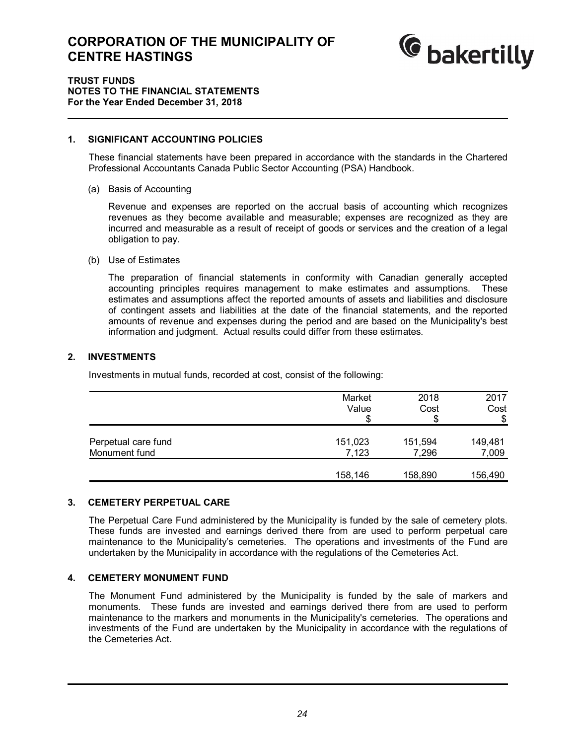# CORPORATION OF THE MUNICIPALITY OF CENTRE HASTINGS

**TRUST FUNDS**
**NOTES TO THE FINANCIAL STATEMENTS**
**For the Year Ended December 31, 2018**

## 1. SIGNIFICANT ACCOUNTING POLICIES

These financial statements have been prepared in accordance with the standards in the Chartered Professional Accountants Canada Public Sector Accounting (PSA) Handbook.

(a) Basis of Accounting

Revenue and expenses are reported on the accrual basis of accounting which recognizes revenues as they become available and measurable; expenses are recognized as they are incurred and measurable as a result of receipt of goods or services and the creation of a legal obligation to pay.

(b) Use of Estimates

The preparation of financial statements in conformity with Canadian generally accepted accounting principles requires management to make estimates and assumptions. These estimates and assumptions affect the reported amounts of assets and liabilities and disclosure of contingent assets and liabilities at the date of the financial statements, and the reported amounts of revenue and expenses during the period and are based on the Municipality's best information and judgment. Actual results could differ from these estimates.

## 2. INVESTMENTS

Investments in mutual funds, recorded at cost, consist of the following:

| | Market Value $ | 2018 Cost $ | 2017 Cost $ |
|---|---|---|---|
| Perpetual care fund | 151,023 | 151,594 | 149,481 |
| Monument fund | 7,123 | 7,296 | 7,009 |
| | 158,146 | 158,890 | 156,490 |

## 3. CEMETERY PERPETUAL CARE

The Perpetual Care Fund administered by the Municipality is funded by the sale of cemetery plots. These funds are invested and earnings derived there from are used to perform perpetual care maintenance to the Municipality's cemeteries. The operations and investments of the Fund are undertaken by the Municipality in accordance with the regulations of the Cemeteries Act.

## 4. CEMETERY MONUMENT FUND

The Monument Fund administered by the Municipality is funded by the sale of markers and monuments. These funds are invested and earnings derived there from are used to perform maintenance to the markers and monuments in the Municipality's cemeteries. The operations and investments of the Fund are undertaken by the Municipality in accordance with the regulations of the Cemeteries Act.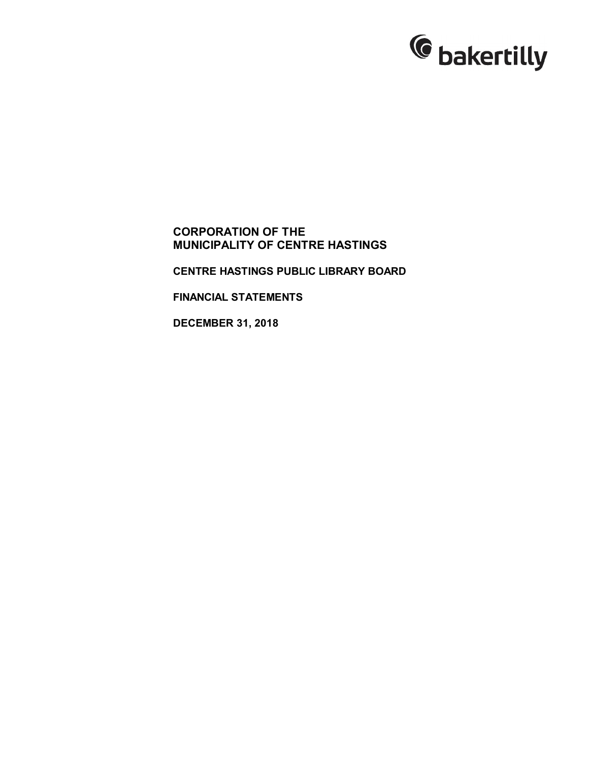**CORPORATION OF THE MUNICIPALITY OF CENTRE HASTINGS**

**CENTRE HASTINGS PUBLIC LIBRARY BOARD**

**FINANCIAL STATEMENTS**

**DECEMBER 31, 2018**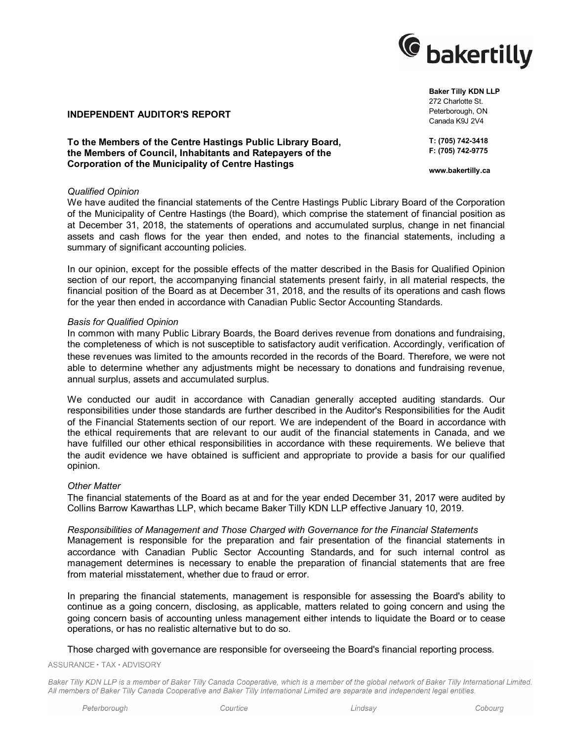**Baker Tilly KDN LLP**
272 Charlotte St.
Peterborough, ON
Canada K9J 2V4

**T: (705) 742-3418**
**F: (705) 742-9775**

**www.bakertilly.ca**

## INDEPENDENT AUDITOR'S REPORT

**To the Members of the Centre Hastings Public Library Board, the Members of Council, Inhabitants and Ratepayers of the Corporation of the Municipality of Centre Hastings**

*Qualified Opinion*

We have audited the financial statements of the Centre Hastings Public Library Board of the Corporation of the Municipality of Centre Hastings (the Board), which comprise the statement of financial position as at December 31, 2018, the statements of operations and accumulated surplus, change in net financial assets and cash flows for the year then ended, and notes to the financial statements, including a summary of significant accounting policies.

In our opinion, except for the possible effects of the matter described in the Basis for Qualified Opinion section of our report, the accompanying financial statements present fairly, in all material respects, the financial position of the Board as at December 31, 2018, and the results of its operations and cash flows for the year then ended in accordance with Canadian Public Sector Accounting Standards.

*Basis for Qualified Opinion*

In common with many Public Library Boards, the Board derives revenue from donations and fundraising, the completeness of which is not susceptible to satisfactory audit verification. Accordingly, verification of these revenues was limited to the amounts recorded in the records of the Board. Therefore, we were not able to determine whether any adjustments might be necessary to donations and fundraising revenue, annual surplus, assets and accumulated surplus.

We conducted our audit in accordance with Canadian generally accepted auditing standards. Our responsibilities under those standards are further described in the Auditor's Responsibilities for the Audit of the Financial Statements section of our report. We are independent of the Board in accordance with the ethical requirements that are relevant to our audit of the financial statements in Canada, and we have fulfilled our other ethical responsibilities in accordance with these requirements. We believe that the audit evidence we have obtained is sufficient and appropriate to provide a basis for our qualified opinion.

*Other Matter*

The financial statements of the Board as at and for the year ended December 31, 2017 were audited by Collins Barrow Kawarthas LLP, which became Baker Tilly KDN LLP effective January 10, 2019.

*Responsibilities of Management and Those Charged with Governance for the Financial Statements*

Management is responsible for the preparation and fair presentation of the financial statements in accordance with Canadian Public Sector Accounting Standards, and for such internal control as management determines is necessary to enable the preparation of financial statements that are free from material misstatement, whether due to fraud or error.

In preparing the financial statements, management is responsible for assessing the Board's ability to continue as a going concern, disclosing, as applicable, matters related to going concern and using the going concern basis of accounting unless management either intends to liquidate the Board or to cease operations, or has no realistic alternative but to do so.

Those charged with governance are responsible for overseeing the Board's financial reporting process.

ASSURANCE • TAX • ADVISORY

*Baker Tilly KDN LLP is a member of Baker Tilly Canada Cooperative, which is a member of the global network of Baker Tilly International Limited. All members of Baker Tilly Canada Cooperative and Baker Tilly International Limited are separate and independent legal entities.*

*Peterborough* *Courtice* *Lindsay* *Cobourg*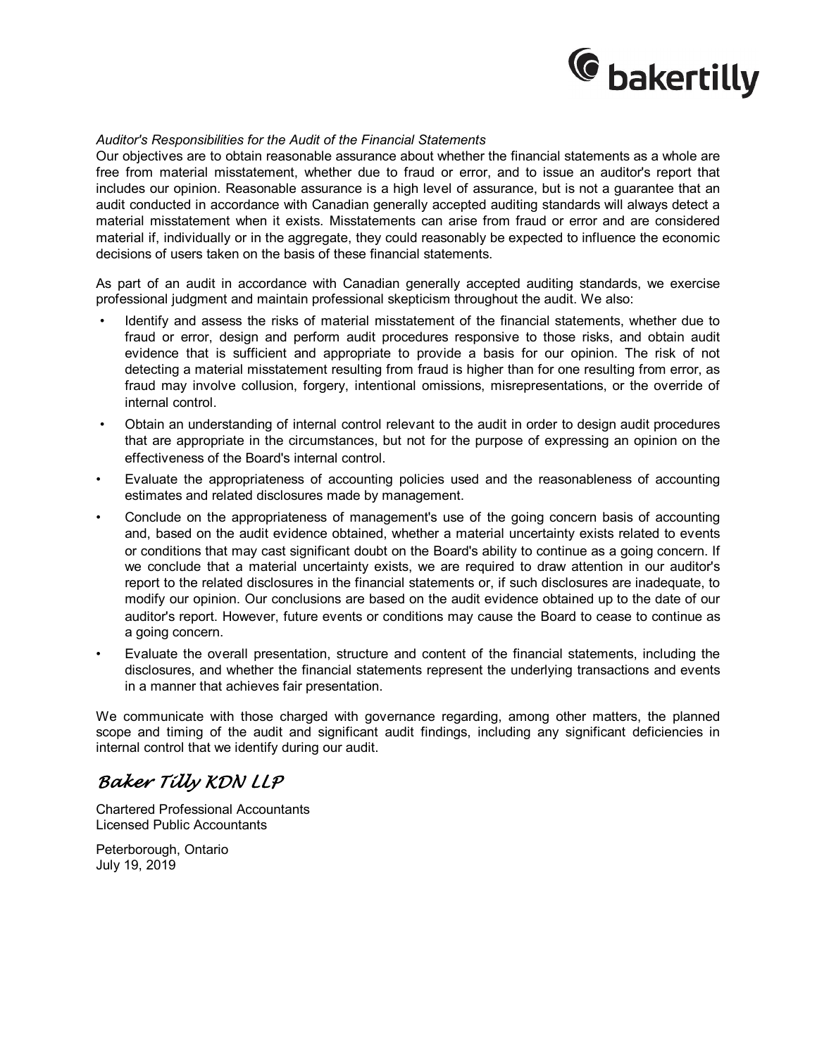*Auditor's Responsibilities for the Audit of the Financial Statements*

Our objectives are to obtain reasonable assurance about whether the financial statements as a whole are free from material misstatement, whether due to fraud or error, and to issue an auditor's report that includes our opinion. Reasonable assurance is a high level of assurance, but is not a guarantee that an audit conducted in accordance with Canadian generally accepted auditing standards will always detect a material misstatement when it exists. Misstatements can arise from fraud or error and are considered material if, individually or in the aggregate, they could reasonably be expected to influence the economic decisions of users taken on the basis of these financial statements.

As part of an audit in accordance with Canadian generally accepted auditing standards, we exercise professional judgment and maintain professional skepticism throughout the audit. We also:

- Identify and assess the risks of material misstatement of the financial statements, whether due to fraud or error, design and perform audit procedures responsive to those risks, and obtain audit evidence that is sufficient and appropriate to provide a basis for our opinion. The risk of not detecting a material misstatement resulting from fraud is higher than for one resulting from error, as fraud may involve collusion, forgery, intentional omissions, misrepresentations, or the override of internal control.
- Obtain an understanding of internal control relevant to the audit in order to design audit procedures that are appropriate in the circumstances, but not for the purpose of expressing an opinion on the effectiveness of the Board's internal control.
- Evaluate the appropriateness of accounting policies used and the reasonableness of accounting estimates and related disclosures made by management.
- Conclude on the appropriateness of management's use of the going concern basis of accounting and, based on the audit evidence obtained, whether a material uncertainty exists related to events or conditions that may cast significant doubt on the Board's ability to continue as a going concern. If we conclude that a material uncertainty exists, we are required to draw attention in our auditor's report to the related disclosures in the financial statements or, if such disclosures are inadequate, to modify our opinion. Our conclusions are based on the audit evidence obtained up to the date of our auditor's report. However, future events or conditions may cause the Board to cease to continue as a going concern.
- Evaluate the overall presentation, structure and content of the financial statements, including the disclosures, and whether the financial statements represent the underlying transactions and events in a manner that achieves fair presentation.

We communicate with those charged with governance regarding, among other matters, the planned scope and timing of the audit and significant audit findings, including any significant deficiencies in internal control that we identify during our audit.

*Baker Tilly KDN LLP*

Chartered Professional Accountants
Licensed Public Accountants

Peterborough, Ontario
July 19, 2019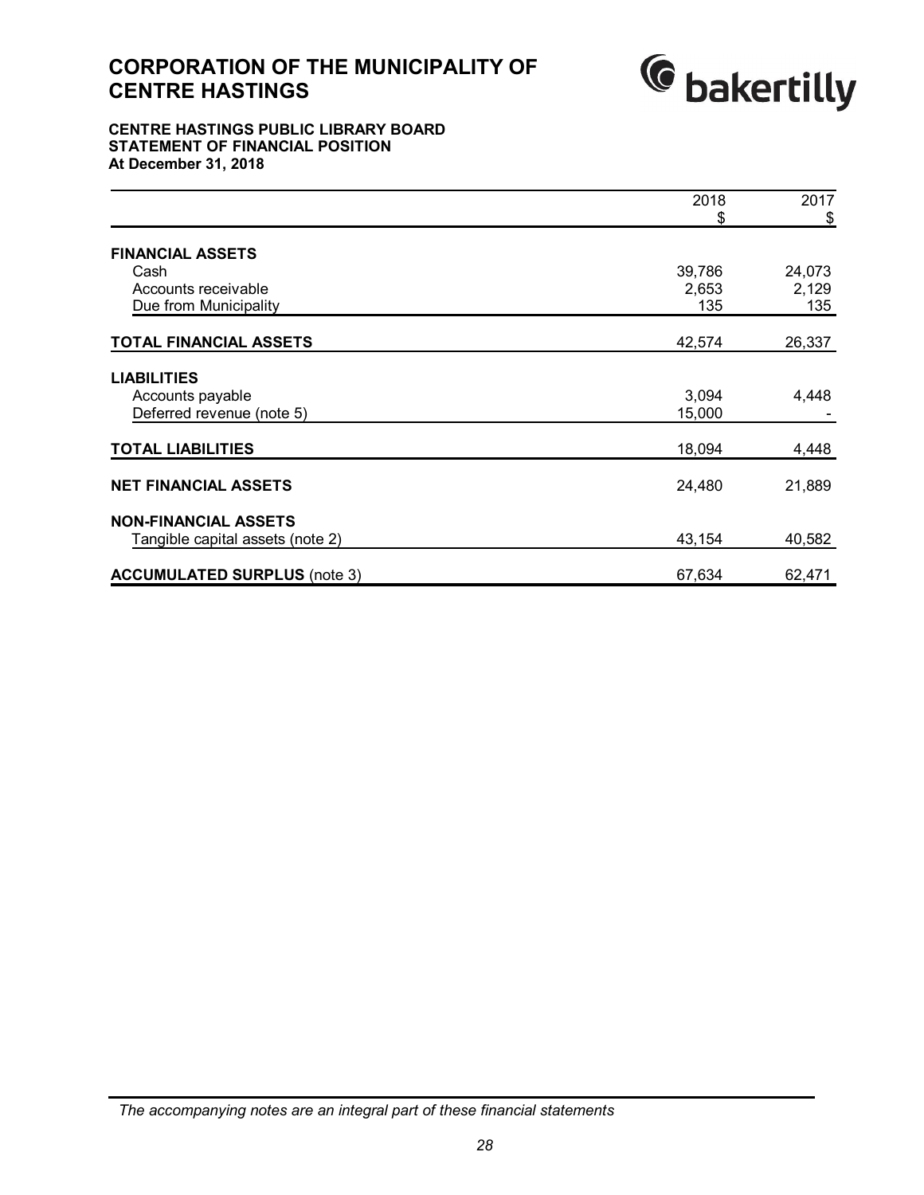# CORPORATION OF THE MUNICIPALITY OF CENTRE HASTINGS

**CENTRE HASTINGS PUBLIC LIBRARY BOARD**
**STATEMENT OF FINANCIAL POSITION**
**At December 31, 2018**

| | 2018 $ | 2017 $ |
|---|---|---|
| **FINANCIAL ASSETS** | | |
| Cash | 39,786 | 24,073 |
| Accounts receivable | 2,653 | 2,129 |
| Due from Municipality | 135 | 135 |
| **TOTAL FINANCIAL ASSETS** | 42,574 | 26,337 |
| **LIABILITIES** | | |
| Accounts payable | 3,094 | 4,448 |
| Deferred revenue (note 5) | 15,000 | - |
| **TOTAL LIABILITIES** | 18,094 | 4,448 |
| **NET FINANCIAL ASSETS** | 24,480 | 21,889 |
| **NON-FINANCIAL ASSETS** | | |
| Tangible capital assets (note 2) | 43,154 | 40,582 |
| **ACCUMULATED SURPLUS** (note 3) | 67,634 | 62,471 |

*The accompanying notes are an integral part of these financial statements*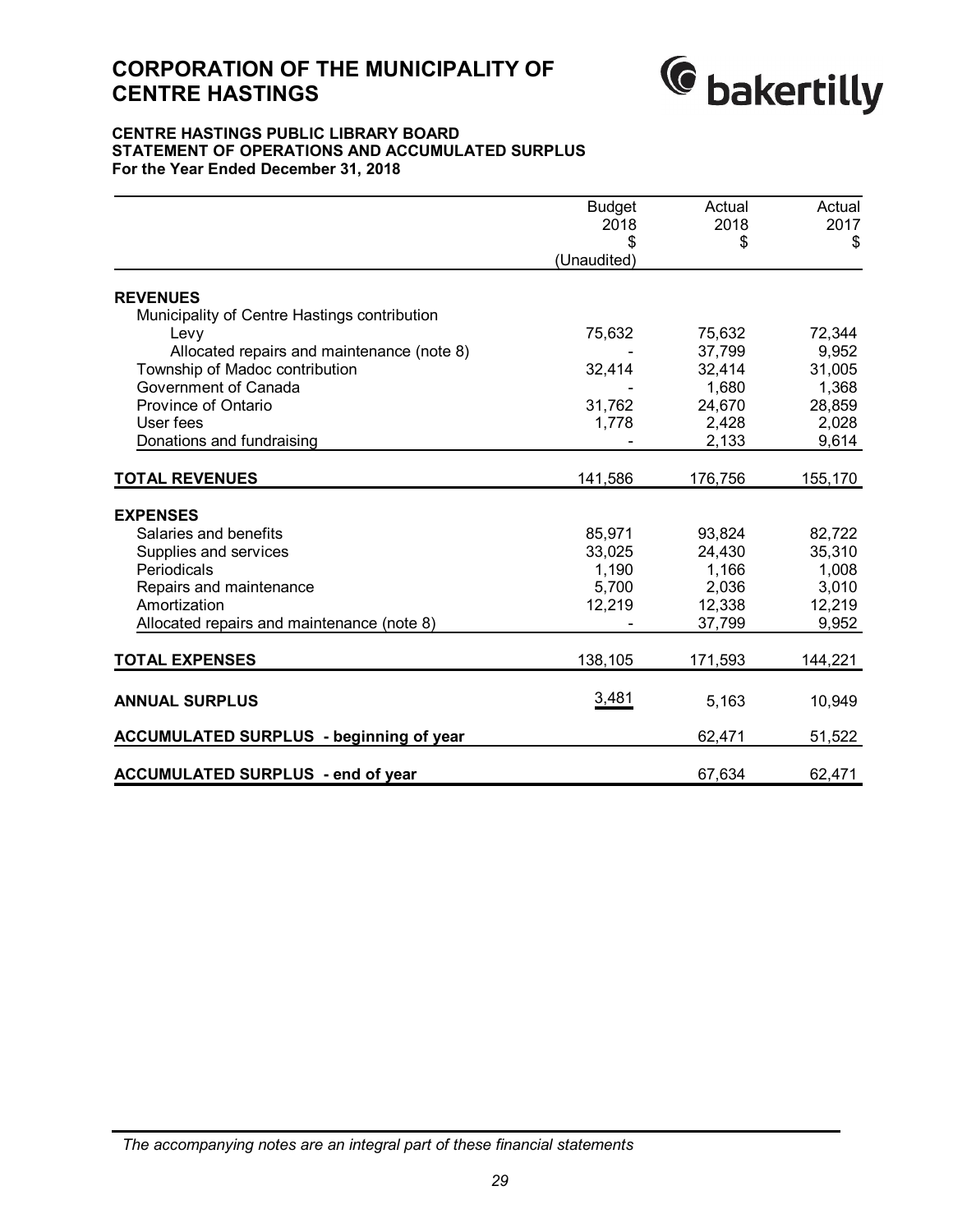# CORPORATION OF THE MUNICIPALITY OF CENTRE HASTINGS

**CENTRE HASTINGS PUBLIC LIBRARY BOARD**
**STATEMENT OF OPERATIONS AND ACCUMULATED SURPLUS**
**For the Year Ended December 31, 2018**

| | Budget 2018 $ (Unaudited) | Actual 2018 $ | Actual 2017 $ |
|---|---|---|---|
| **REVENUES** | | | |
| Municipality of Centre Hastings contribution | | | |
| Levy | 75,632 | 75,632 | 72,344 |
| Allocated repairs and maintenance (note 8) | - | 37,799 | 9,952 |
| Township of Madoc contribution | 32,414 | 32,414 | 31,005 |
| Government of Canada | - | 1,680 | 1,368 |
| Province of Ontario | 31,762 | 24,670 | 28,859 |
| User fees | 1,778 | 2,428 | 2,028 |
| Donations and fundraising | - | 2,133 | 9,614 |
| **TOTAL REVENUES** | 141,586 | 176,756 | 155,170 |
| **EXPENSES** | | | |
| Salaries and benefits | 85,971 | 93,824 | 82,722 |
| Supplies and services | 33,025 | 24,430 | 35,310 |
| Periodicals | 1,190 | 1,166 | 1,008 |
| Repairs and maintenance | 5,700 | 2,036 | 3,010 |
| Amortization | 12,219 | 12,338 | 12,219 |
| Allocated repairs and maintenance (note 8) | - | 37,799 | 9,952 |
| **TOTAL EXPENSES** | 138,105 | 171,593 | 144,221 |
| **ANNUAL SURPLUS** | 3,481 | 5,163 | 10,949 |
| **ACCUMULATED SURPLUS - beginning of year** | | 62,471 | 51,522 |
| **ACCUMULATED SURPLUS - end of year** | | 67,634 | 62,471 |

*The accompanying notes are an integral part of these financial statements*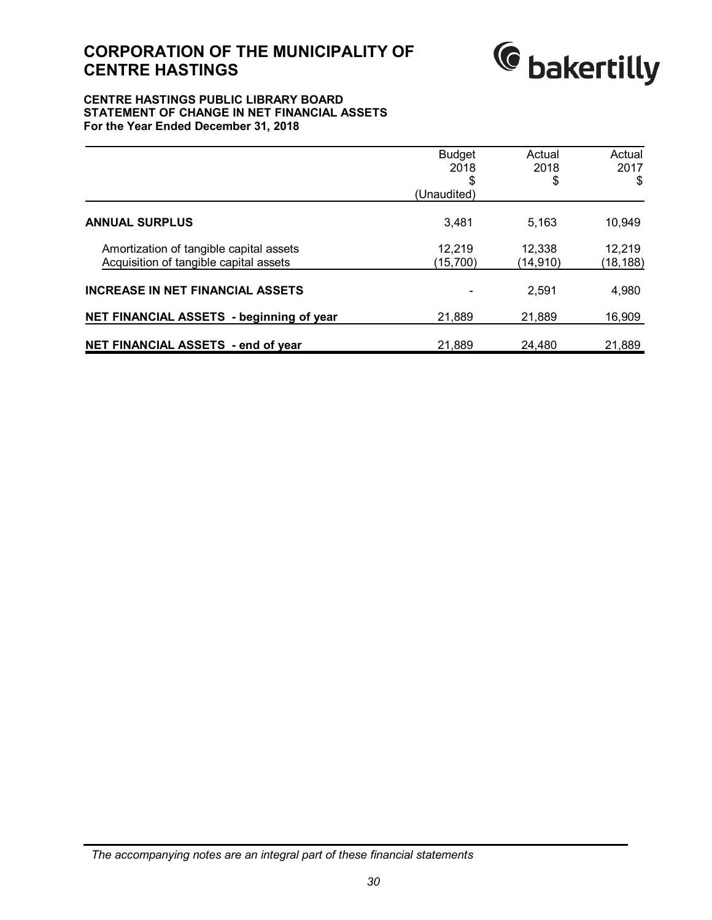# CORPORATION OF THE MUNICIPALITY OF CENTRE HASTINGS

**CENTRE HASTINGS PUBLIC LIBRARY BOARD**
**STATEMENT OF CHANGE IN NET FINANCIAL ASSETS**
**For the Year Ended December 31, 2018**

| | Budget 2018 $ (Unaudited) | Actual 2018 $ | Actual 2017 $ |
|---|---|---|---|
| **ANNUAL SURPLUS** | 3,481 | 5,163 | 10,949 |
| Amortization of tangible capital assets | 12,219 | 12,338 | 12,219 |
| Acquisition of tangible capital assets | (15,700) | (14,910) | (18,188) |
| **INCREASE IN NET FINANCIAL ASSETS** | - | 2,591 | 4,980 |
| **NET FINANCIAL ASSETS - beginning of year** | 21,889 | 21,889 | 16,909 |
| **NET FINANCIAL ASSETS - end of year** | 21,889 | 24,480 | 21,889 |

*The accompanying notes are an integral part of these financial statements*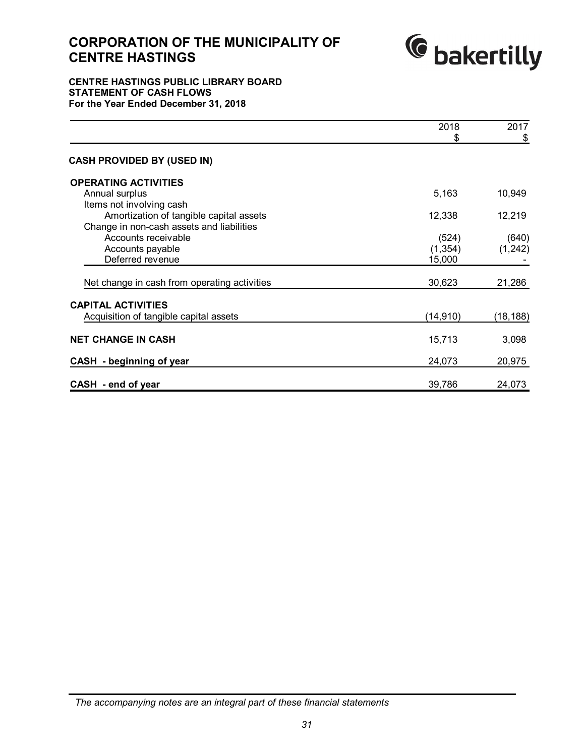# CORPORATION OF THE MUNICIPALITY OF CENTRE HASTINGS

**CENTRE HASTINGS PUBLIC LIBRARY BOARD**
**STATEMENT OF CASH FLOWS**
**For the Year Ended December 31, 2018**

| | 2018<br>$ | 2017<br>$ |
|---|---|---|
| **CASH PROVIDED BY (USED IN)** | | |
| **OPERATING ACTIVITIES** | | |
| Annual surplus | 5,163 | 10,949 |
| Items not involving cash | | |
| Amortization of tangible capital assets | 12,338 | 12,219 |
| Change in non-cash assets and liabilities | | |
| Accounts receivable | (524) | (640) |
| Accounts payable | (1,354) | (1,242) |
| Deferred revenue | 15,000 | - |
| Net change in cash from operating activities | 30,623 | 21,286 |
| **CAPITAL ACTIVITIES** | | |
| Acquisition of tangible capital assets | (14,910) | (18,188) |
| **NET CHANGE IN CASH** | 15,713 | 3,098 |
| **CASH - beginning of year** | 24,073 | 20,975 |
| **CASH - end of year** | 39,786 | 24,073 |

*The accompanying notes are an integral part of these financial statements*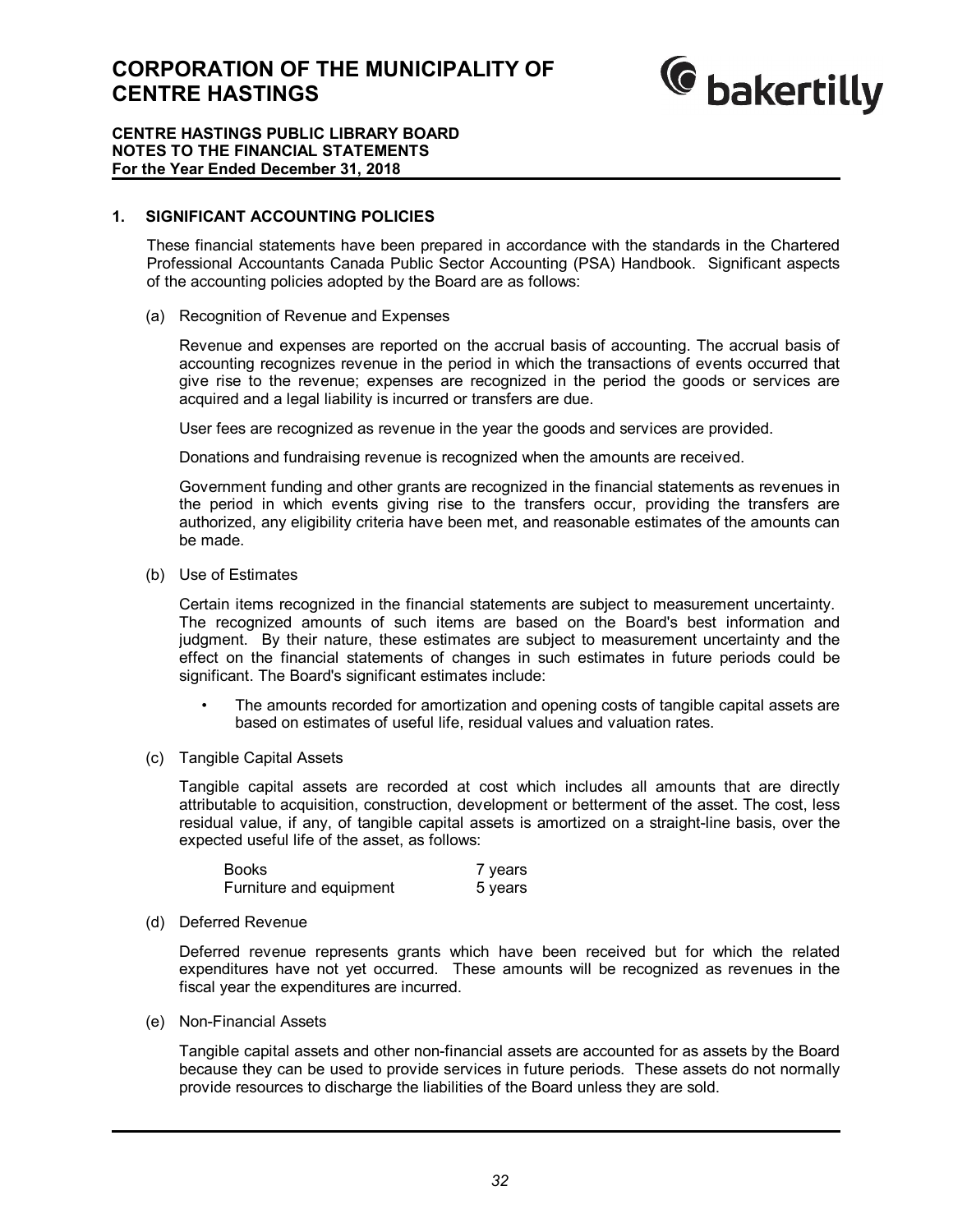# CORPORATION OF THE MUNICIPALITY OF CENTRE HASTINGS

**CENTRE HASTINGS PUBLIC LIBRARY BOARD**
**NOTES TO THE FINANCIAL STATEMENTS**
**For the Year Ended December 31, 2018**

## 1. SIGNIFICANT ACCOUNTING POLICIES

These financial statements have been prepared in accordance with the standards in the Chartered Professional Accountants Canada Public Sector Accounting (PSA) Handbook. Significant aspects of the accounting policies adopted by the Board are as follows:

(a) Recognition of Revenue and Expenses

Revenue and expenses are reported on the accrual basis of accounting. The accrual basis of accounting recognizes revenue in the period in which the transactions of events occurred that give rise to the revenue; expenses are recognized in the period the goods or services are acquired and a legal liability is incurred or transfers are due.

User fees are recognized as revenue in the year the goods and services are provided.

Donations and fundraising revenue is recognized when the amounts are received.

Government funding and other grants are recognized in the financial statements as revenues in the period in which events giving rise to the transfers occur, providing the transfers are authorized, any eligibility criteria have been met, and reasonable estimates of the amounts can be made.

(b) Use of Estimates

Certain items recognized in the financial statements are subject to measurement uncertainty. The recognized amounts of such items are based on the Board's best information and judgment. By their nature, these estimates are subject to measurement uncertainty and the effect on the financial statements of changes in such estimates in future periods could be significant. The Board's significant estimates include:

- The amounts recorded for amortization and opening costs of tangible capital assets are based on estimates of useful life, residual values and valuation rates.

(c) Tangible Capital Assets

Tangible capital assets are recorded at cost which includes all amounts that are directly attributable to acquisition, construction, development or betterment of the asset. The cost, less residual value, if any, of tangible capital assets is amortized on a straight-line basis, over the expected useful life of the asset, as follows:

| | |
|---|---|
| Books | 7 years |
| Furniture and equipment | 5 years |

(d) Deferred Revenue

Deferred revenue represents grants which have been received but for which the related expenditures have not yet occurred. These amounts will be recognized as revenues in the fiscal year the expenditures are incurred.

(e) Non-Financial Assets

Tangible capital assets and other non-financial assets are accounted for as assets by the Board because they can be used to provide services in future periods. These assets do not normally provide resources to discharge the liabilities of the Board unless they are sold.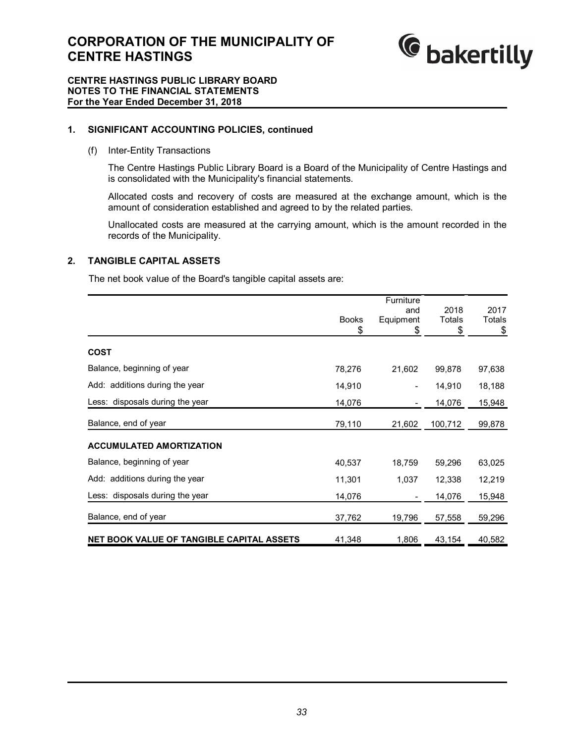# CORPORATION OF THE MUNICIPALITY OF CENTRE HASTINGS

**CENTRE HASTINGS PUBLIC LIBRARY BOARD**
**NOTES TO THE FINANCIAL STATEMENTS**
**For the Year Ended December 31, 2018**

## 1. SIGNIFICANT ACCOUNTING POLICIES, continued

(f) Inter-Entity Transactions

The Centre Hastings Public Library Board is a Board of the Municipality of Centre Hastings and is consolidated with the Municipality's financial statements.

Allocated costs and recovery of costs are measured at the exchange amount, which is the amount of consideration established and agreed to by the related parties.

Unallocated costs are measured at the carrying amount, which is the amount recorded in the records of the Municipality.

## 2. TANGIBLE CAPITAL ASSETS

The net book value of the Board's tangible capital assets are:

| | Books<br>$ | Furniture and Equipment<br>$ | 2018 Totals<br>$ | 2017 Totals<br>$ |
|---|---|---|---|---|
| **COST** | | | | |
| Balance, beginning of year | 78,276 | 21,602 | 99,878 | 97,638 |
| Add: additions during the year | 14,910 | - | 14,910 | 18,188 |
| Less: disposals during the year | 14,076 | - | 14,076 | 15,948 |
| Balance, end of year | 79,110 | 21,602 | 100,712 | 99,878 |
| **ACCUMULATED AMORTIZATION** | | | | |
| Balance, beginning of year | 40,537 | 18,759 | 59,296 | 63,025 |
| Add: additions during the year | 11,301 | 1,037 | 12,338 | 12,219 |
| Less: disposals during the year | 14,076 | - | 14,076 | 15,948 |
| Balance, end of year | 37,762 | 19,796 | 57,558 | 59,296 |
| **NET BOOK VALUE OF TANGIBLE CAPITAL ASSETS** | 41,348 | 1,806 | 43,154 | 40,582 |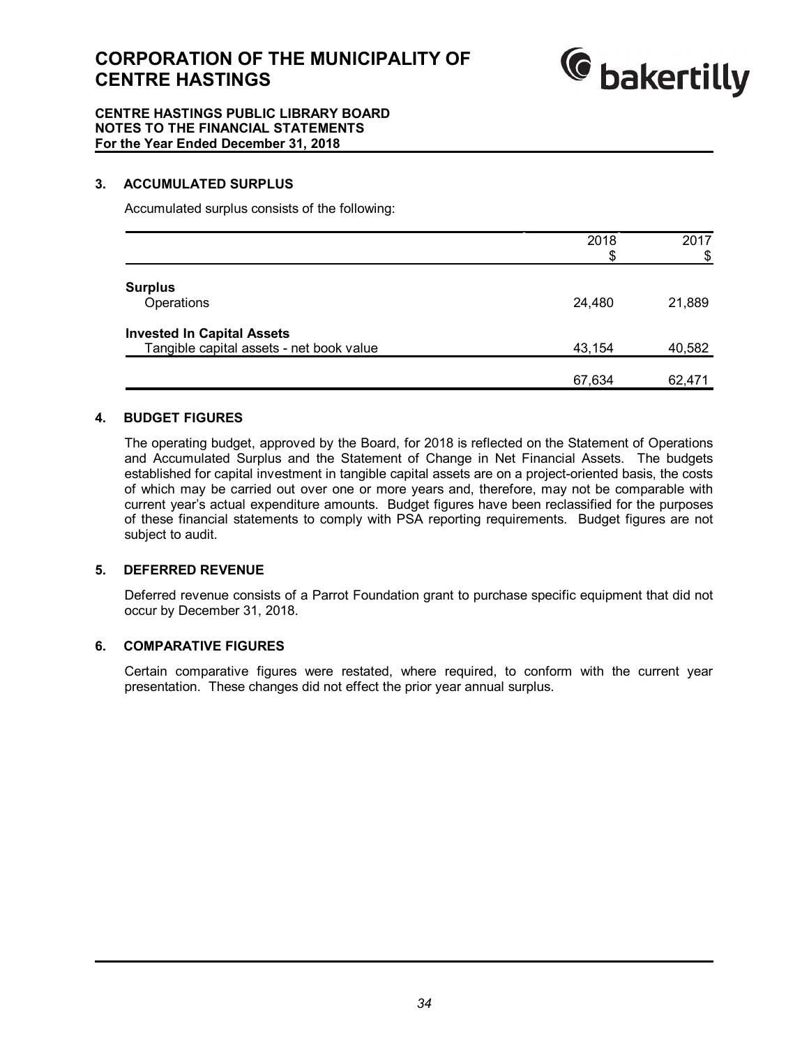# CORPORATION OF THE MUNICIPALITY OF CENTRE HASTINGS

**CENTRE HASTINGS PUBLIC LIBRARY BOARD**
**NOTES TO THE FINANCIAL STATEMENTS**
**For the Year Ended December 31, 2018**

## 3. ACCUMULATED SURPLUS

Accumulated surplus consists of the following:

| | 2018<br>$ | 2017<br>$ |
|---|---|---|
| **Surplus** | | |
| Operations | 24,480 | 21,889 |
| **Invested In Capital Assets** | | |
| Tangible capital assets - net book value | 43,154 | 40,582 |
| | 67,634 | 62,471 |

## 4. BUDGET FIGURES

The operating budget, approved by the Board, for 2018 is reflected on the Statement of Operations and Accumulated Surplus and the Statement of Change in Net Financial Assets. The budgets established for capital investment in tangible capital assets are on a project-oriented basis, the costs of which may be carried out over one or more years and, therefore, may not be comparable with current year's actual expenditure amounts. Budget figures have been reclassified for the purposes of these financial statements to comply with PSA reporting requirements. Budget figures are not subject to audit.

## 5. DEFERRED REVENUE

Deferred revenue consists of a Parrot Foundation grant to purchase specific equipment that did not occur by December 31, 2018.

## 6. COMPARATIVE FIGURES

Certain comparative figures were restated, where required, to conform with the current year presentation. These changes did not effect the prior year annual surplus.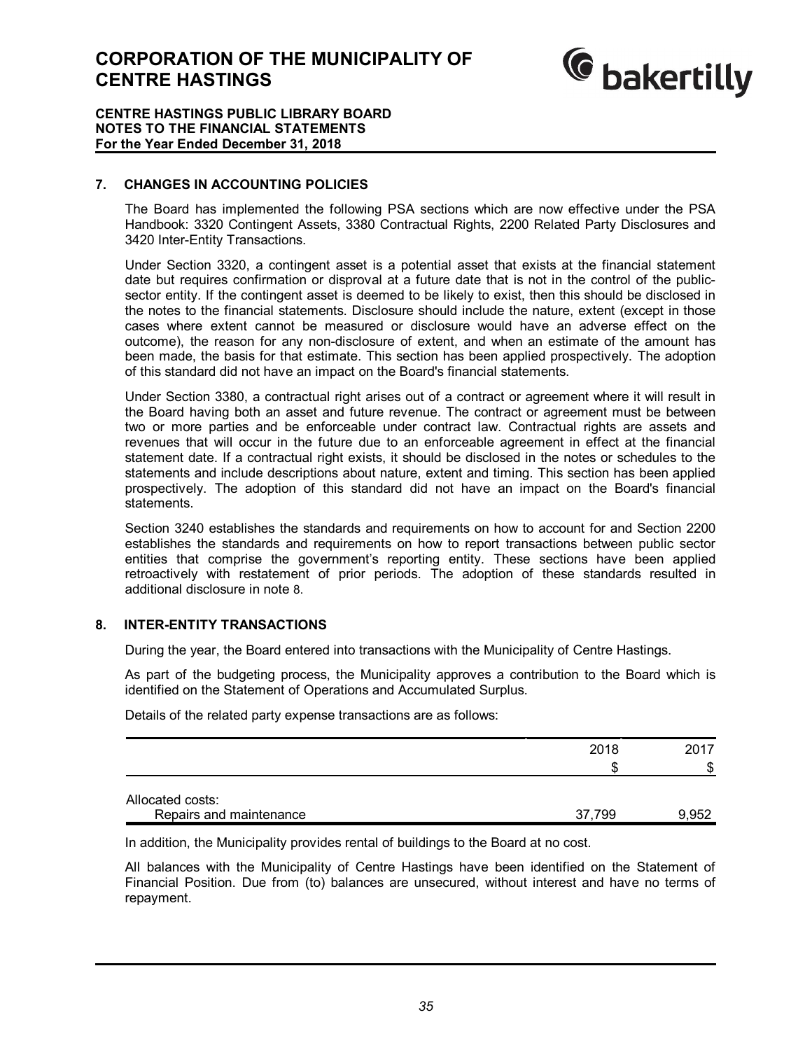# CORPORATION OF THE MUNICIPALITY OF CENTRE HASTINGS

**CENTRE HASTINGS PUBLIC LIBRARY BOARD**
**NOTES TO THE FINANCIAL STATEMENTS**
**For the Year Ended December 31, 2018**

## 7. CHANGES IN ACCOUNTING POLICIES

The Board has implemented the following PSA sections which are now effective under the PSA Handbook: 3320 Contingent Assets, 3380 Contractual Rights, 2200 Related Party Disclosures and 3420 Inter-Entity Transactions.

Under Section 3320, a contingent asset is a potential asset that exists at the financial statement date but requires confirmation or disproval at a future date that is not in the control of the public-sector entity. If the contingent asset is deemed to be likely to exist, then this should be disclosed in the notes to the financial statements. Disclosure should include the nature, extent (except in those cases where extent cannot be measured or disclosure would have an adverse effect on the outcome), the reason for any non-disclosure of extent, and when an estimate of the amount has been made, the basis for that estimate. This section has been applied prospectively. The adoption of this standard did not have an impact on the Board's financial statements.

Under Section 3380, a contractual right arises out of a contract or agreement where it will result in the Board having both an asset and future revenue. The contract or agreement must be between two or more parties and be enforceable under contract law. Contractual rights are assets and revenues that will occur in the future due to an enforceable agreement in effect at the financial statement date. If a contractual right exists, it should be disclosed in the notes or schedules to the statements and include descriptions about nature, extent and timing. This section has been applied prospectively. The adoption of this standard did not have an impact on the Board's financial statements.

Section 3240 establishes the standards and requirements on how to account for and Section 2200 establishes the standards and requirements on how to report transactions between public sector entities that comprise the government's reporting entity. These sections have been applied retroactively with restatement of prior periods. The adoption of these standards resulted in additional disclosure in note 8.

## 8. INTER-ENTITY TRANSACTIONS

During the year, the Board entered into transactions with the Municipality of Centre Hastings.

As part of the budgeting process, the Municipality approves a contribution to the Board which is identified on the Statement of Operations and Accumulated Surplus.

Details of the related party expense transactions are as follows:

| | 2018 | 2017 |
|---|---|---|
| | $ | $ |
| Allocated costs: | | |
| Repairs and maintenance | 37,799 | 9,952 |

In addition, the Municipality provides rental of buildings to the Board at no cost.

All balances with the Municipality of Centre Hastings have been identified on the Statement of Financial Position. Due from (to) balances are unsecured, without interest and have no terms of repayment.